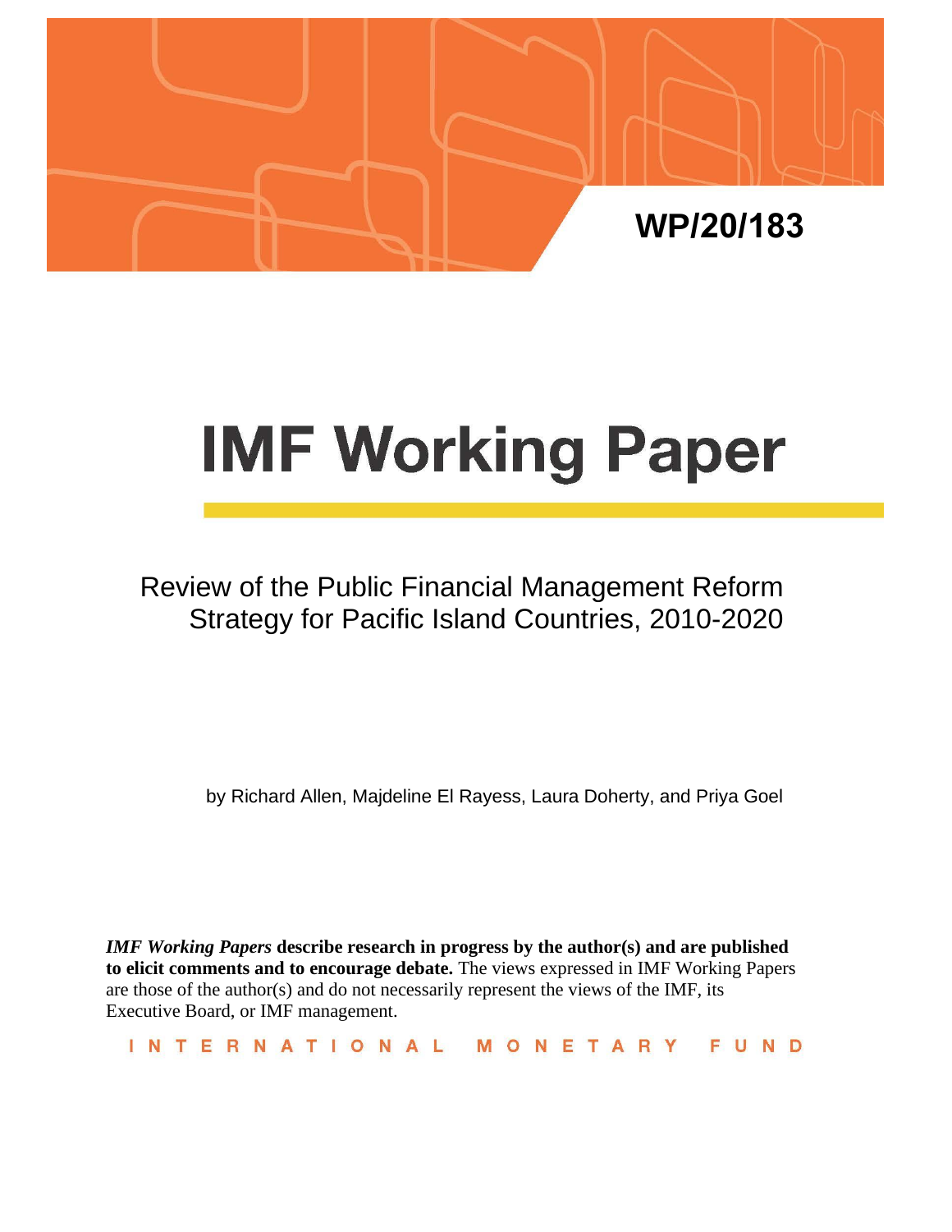WP/20/183

# IMF Working Paper

## Review of the Public Financial Management Reform Strategy for Pacific Island Countries, 2010-2020

by Richard Allen, Majdeline El Rayess, Laura Doherty, and Priya Goel

***IMF Working Papers*** **describe research in progress by the author(s) and are published to elicit comments and to encourage debate.** The views expressed in IMF Working Papers are those of the author(s) and do not necessarily represent the views of the IMF, its Executive Board, or IMF management.

INTERNATIONAL MONETARY FUND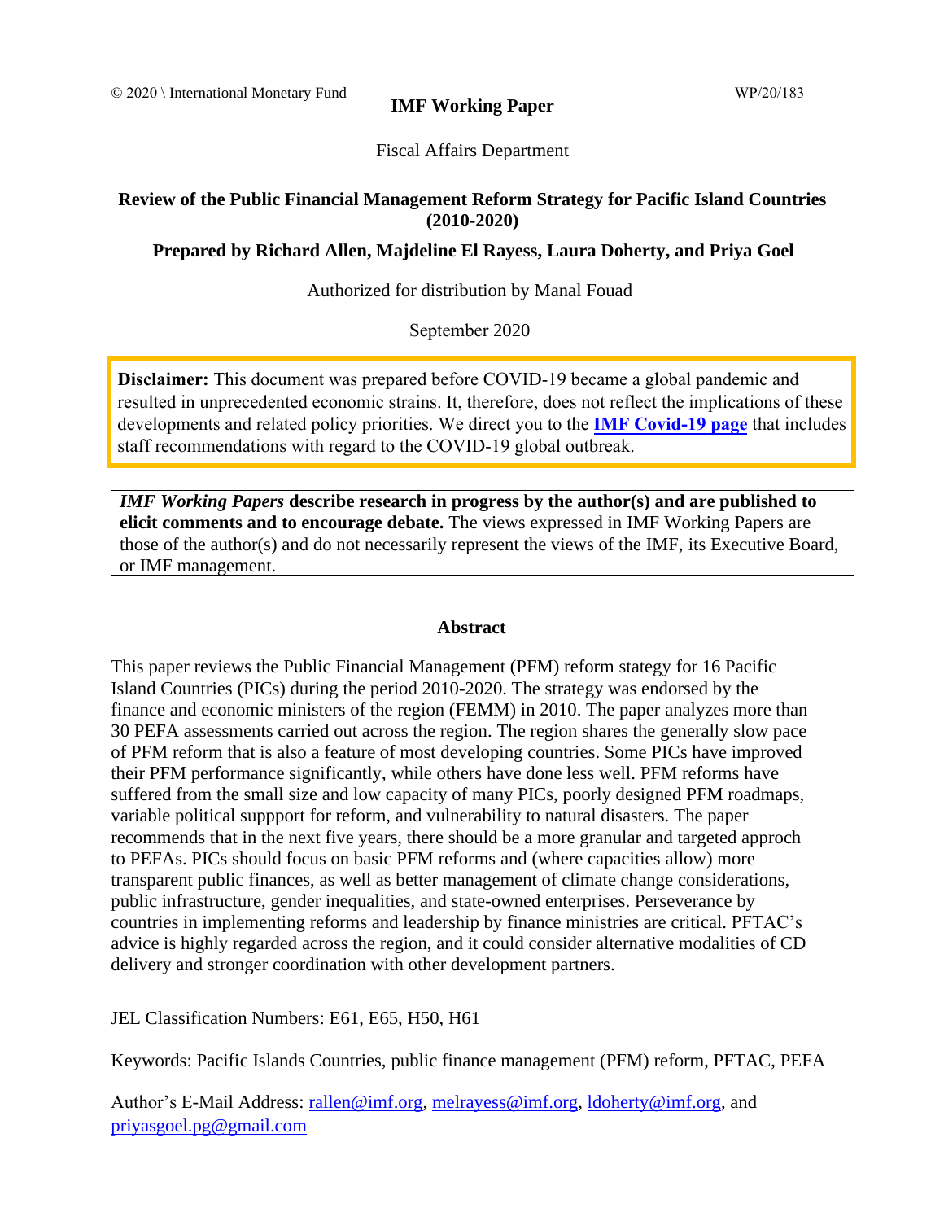© 2020 \ International Monetary Fund

WP/20/183

# IMF Working Paper

Fiscal Affairs Department

## Review of the Public Financial Management Reform Strategy for Pacific Island Countries (2010-2020)

**Prepared by Richard Allen, Majdeline El Rayess, Laura Doherty, and Priya Goel**

Authorized for distribution by Manal Fouad

September 2020

**Disclaimer:** This document was prepared before COVID-19 became a global pandemic and resulted in unprecedented economic strains. It, therefore, does not reflect the implications of these developments and related policy priorities. We direct you to the **[IMF Covid-19 page]** that includes staff recommendations with regard to the COVID-19 global outbreak.

***IMF Working Papers*** **describe research in progress by the author(s) and are published to elicit comments and to encourage debate.** The views expressed in IMF Working Papers are those of the author(s) and do not necessarily represent the views of the IMF, its Executive Board, or IMF management.

**Abstract**

This paper reviews the Public Financial Management (PFM) reform stategy for 16 Pacific Island Countries (PICs) during the period 2010-2020. The strategy was endorsed by the finance and economic ministers of the region (FEMM) in 2010. The paper analyzes more than 30 PEFA assessments carried out across the region. The region shares the generally slow pace of PFM reform that is also a feature of most developing countries. Some PICs have improved their PFM performance significantly, while others have done less well. PFM reforms have suffered from the small size and low capacity of many PICs, poorly designed PFM roadmaps, variable political suppport for reform, and vulnerability to natural disasters. The paper recommends that in the next five years, there should be a more granular and targeted approch to PEFAs. PICs should focus on basic PFM reforms and (where capacities allow) more transparent public finances, as well as better management of climate change considerations, public infrastructure, gender inequalities, and state-owned enterprises. Perseverance by countries in implementing reforms and leadership by finance ministries are critical. PFTAC's advice is highly regarded across the region, and it could consider alternative modalities of CD delivery and stronger coordination with other development partners.

JEL Classification Numbers: E61, E65, H50, H61

Keywords: Pacific Islands Countries, public finance management (PFM) reform, PFTAC, PEFA

Author's E-Mail Address: rallen@imf.org, melrayess@imf.org, ldoherty@imf.org, and priyasgoel.pg@gmail.com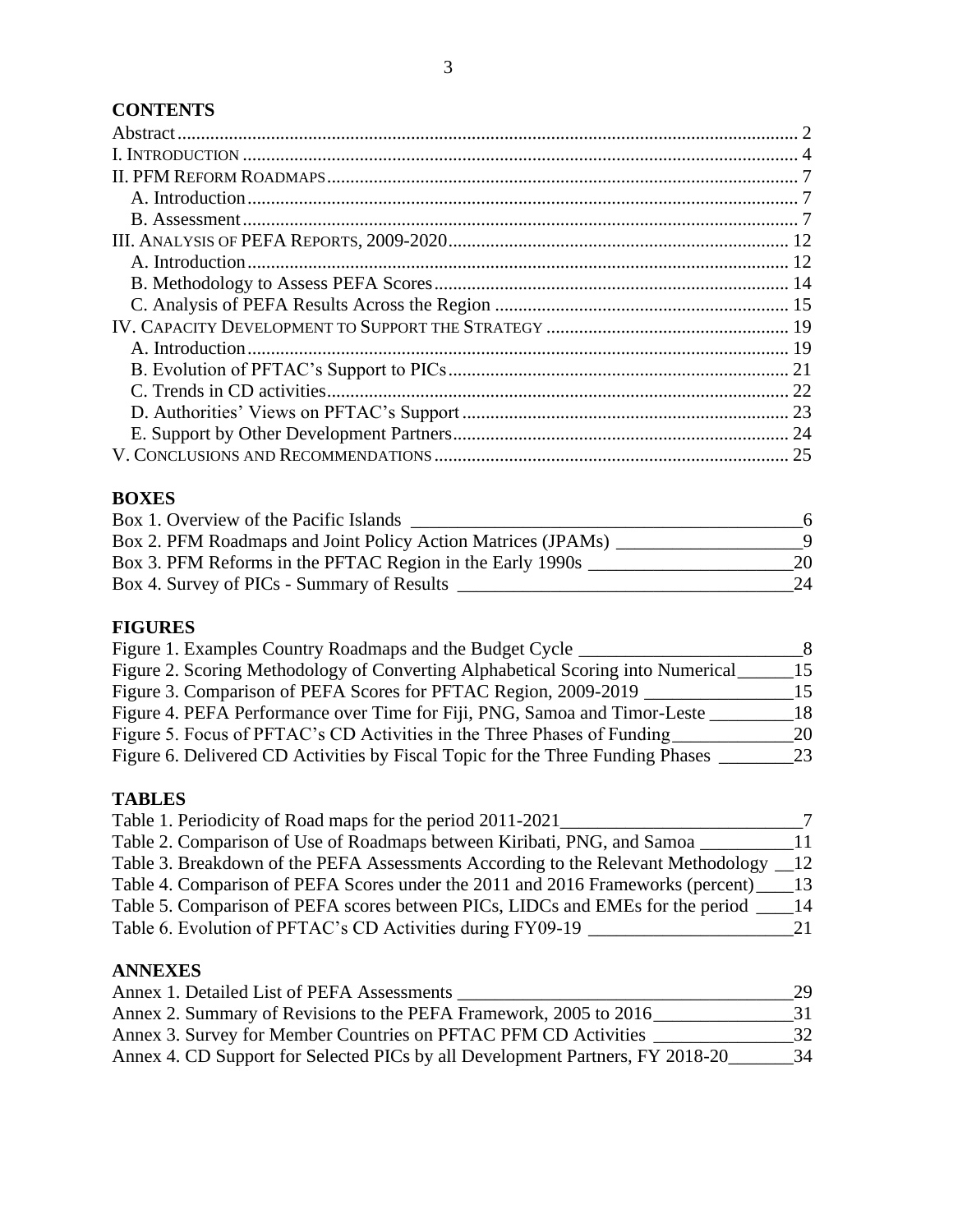## CONTENTS

Abstract .......... 2
I. INTRODUCTION .......... 4
II. PFM REFORM ROADMAPS .......... 7
  A. Introduction .......... 7
  B. Assessment .......... 7
III. ANALYSIS OF PEFA REPORTS, 2009-2020 .......... 12
  A. Introduction .......... 12
  B. Methodology to Assess PEFA Scores .......... 14
  C. Analysis of PEFA Results Across the Region .......... 15
IV. CAPACITY DEVELOPMENT TO SUPPORT THE STRATEGY .......... 19
  A. Introduction .......... 19
  B. Evolution of PFTAC's Support to PICs .......... 21
  C. Trends in CD activities .......... 22
  D. Authorities' Views on PFTAC's Support .......... 23
  E. Support by Other Development Partners .......... 24
V. CONCLUSIONS AND RECOMMENDATIONS .......... 25

## BOXES

Box 1. Overview of the Pacific Islands __________ 6
Box 2. PFM Roadmaps and Joint Policy Action Matrices (JPAMs) __________ 9
Box 3. PFM Reforms in the PFTAC Region in the Early 1990s __________ 20
Box 4. Survey of PICs - Summary of Results __________ 24

## FIGURES

Figure 1. Examples Country Roadmaps and the Budget Cycle __________ 8
Figure 2. Scoring Methodology of Converting Alphabetical Scoring into Numerical __________ 15
Figure 3. Comparison of PEFA Scores for PFTAC Region, 2009-2019 __________ 15
Figure 4. PEFA Performance over Time for Fiji, PNG, Samoa and Timor-Leste __________ 18
Figure 5. Focus of PFTAC's CD Activities in the Three Phases of Funding __________ 20
Figure 6. Delivered CD Activities by Fiscal Topic for the Three Funding Phases __________ 23

## TABLES

Table 1. Periodicity of Road maps for the period 2011-2021 __________ 7
Table 2. Comparison of Use of Roadmaps between Kiribati, PNG, and Samoa __________ 11
Table 3. Breakdown of the PEFA Assessments According to the Relevant Methodology __________ 12
Table 4. Comparison of PEFA Scores under the 2011 and 2016 Frameworks (percent) __________ 13
Table 5. Comparison of PEFA scores between PICs, LIDCs and EMEs for the period __________ 14
Table 6. Evolution of PFTAC's CD Activities during FY09-19 __________ 21

## ANNEXES

Annex 1. Detailed List of PEFA Assessments __________ 29
Annex 2. Summary of Revisions to the PEFA Framework, 2005 to 2016 __________ 31
Annex 3. Survey for Member Countries on PFTAC PFM CD Activities __________ 32
Annex 4. CD Support for Selected PICs by all Development Partners, FY 2018-20 __________ 34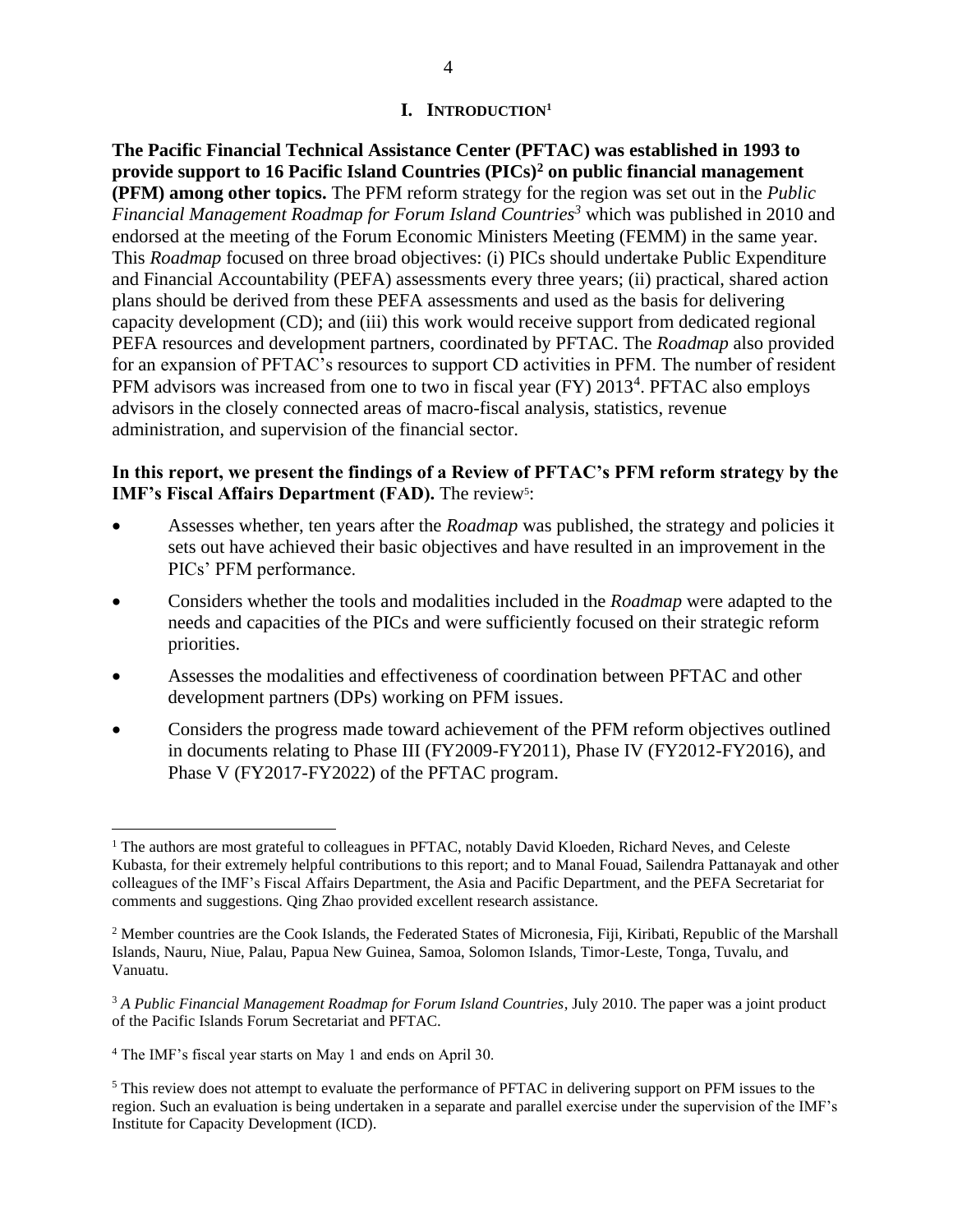# I. INTRODUCTION[1]

**The Pacific Financial Technical Assistance Center (PFTAC) was established in 1993 to provide support to 16 Pacific Island Countries (PICs)[2] on public financial management (PFM) among other topics.** The PFM reform strategy for the region was set out in the *Public Financial Management Roadmap for Forum Island Countries*[3] which was published in 2010 and endorsed at the meeting of the Forum Economic Ministers Meeting (FEMM) in the same year. This *Roadmap* focused on three broad objectives: (i) PICs should undertake Public Expenditure and Financial Accountability (PEFA) assessments every three years; (ii) practical, shared action plans should be derived from these PEFA assessments and used as the basis for delivering capacity development (CD); and (iii) this work would receive support from dedicated regional PEFA resources and development partners, coordinated by PFTAC. The *Roadmap* also provided for an expansion of PFTAC's resources to support CD activities in PFM. The number of resident PFM advisors was increased from one to two in fiscal year (FY) 2013[4]. PFTAC also employs advisors in the closely connected areas of macro-fiscal analysis, statistics, revenue administration, and supervision of the financial sector.

**In this report, we present the findings of a Review of PFTAC's PFM reform strategy by the IMF's Fiscal Affairs Department (FAD).** The review[5]:

- Assesses whether, ten years after the *Roadmap* was published, the strategy and policies it sets out have achieved their basic objectives and have resulted in an improvement in the PICs' PFM performance.
- Considers whether the tools and modalities included in the *Roadmap* were adapted to the needs and capacities of the PICs and were sufficiently focused on their strategic reform priorities.
- Assesses the modalities and effectiveness of coordination between PFTAC and other development partners (DPs) working on PFM issues.
- Considers the progress made toward achievement of the PFM reform objectives outlined in documents relating to Phase III (FY2009-FY2011), Phase IV (FY2012-FY2016), and Phase V (FY2017-FY2022) of the PFTAC program.

---

[1] The authors are most grateful to colleagues in PFTAC, notably David Kloeden, Richard Neves, and Celeste Kubasta, for their extremely helpful contributions to this report; and to Manal Fouad, Sailendra Pattanayak and other colleagues of the IMF's Fiscal Affairs Department, the Asia and Pacific Department, and the PEFA Secretariat for comments and suggestions. Qing Zhao provided excellent research assistance.

[2] Member countries are the Cook Islands, the Federated States of Micronesia, Fiji, Kiribati, Republic of the Marshall Islands, Nauru, Niue, Palau, Papua New Guinea, Samoa, Solomon Islands, Timor-Leste, Tonga, Tuvalu, and Vanuatu.

[3] *A Public Financial Management Roadmap for Forum Island Countries*, July 2010. The paper was a joint product of the Pacific Islands Forum Secretariat and PFTAC.

[4] The IMF's fiscal year starts on May 1 and ends on April 30.

[5] This review does not attempt to evaluate the performance of PFTAC in delivering support on PFM issues to the region. Such an evaluation is being undertaken in a separate and parallel exercise under the supervision of the IMF's Institute for Capacity Development (ICD).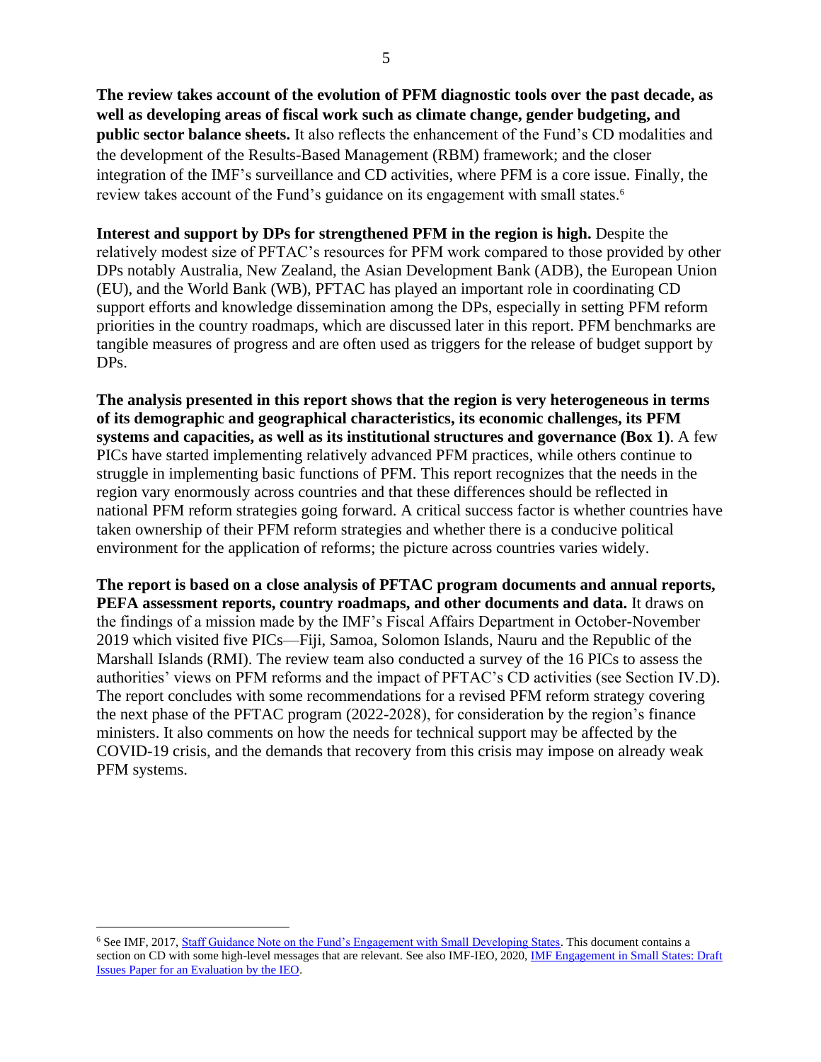**The review takes account of the evolution of PFM diagnostic tools over the past decade, as well as developing areas of fiscal work such as climate change, gender budgeting, and public sector balance sheets.** It also reflects the enhancement of the Fund's CD modalities and the development of the Results-Based Management (RBM) framework; and the closer integration of the IMF's surveillance and CD activities, where PFM is a core issue. Finally, the review takes account of the Fund's guidance on its engagement with small states.[6]

**Interest and support by DPs for strengthened PFM in the region is high.** Despite the relatively modest size of PFTAC's resources for PFM work compared to those provided by other DPs notably Australia, New Zealand, the Asian Development Bank (ADB), the European Union (EU), and the World Bank (WB), PFTAC has played an important role in coordinating CD support efforts and knowledge dissemination among the DPs, especially in setting PFM reform priorities in the country roadmaps, which are discussed later in this report. PFM benchmarks are tangible measures of progress and are often used as triggers for the release of budget support by DPs.

**The analysis presented in this report shows that the region is very heterogeneous in terms of its demographic and geographical characteristics, its economic challenges, its PFM systems and capacities, as well as its institutional structures and governance (Box 1)**. A few PICs have started implementing relatively advanced PFM practices, while others continue to struggle in implementing basic functions of PFM. This report recognizes that the needs in the region vary enormously across countries and that these differences should be reflected in national PFM reform strategies going forward. A critical success factor is whether countries have taken ownership of their PFM reform strategies and whether there is a conducive political environment for the application of reforms; the picture across countries varies widely.

**The report is based on a close analysis of PFTAC program documents and annual reports, PEFA assessment reports, country roadmaps, and other documents and data.** It draws on the findings of a mission made by the IMF's Fiscal Affairs Department in October-November 2019 which visited five PICs—Fiji, Samoa, Solomon Islands, Nauru and the Republic of the Marshall Islands (RMI). The review team also conducted a survey of the 16 PICs to assess the authorities' views on PFM reforms and the impact of PFTAC's CD activities (see Section IV.D). The report concludes with some recommendations for a revised PFM reform strategy covering the next phase of the PFTAC program (2022-2028), for consideration by the region's finance ministers. It also comments on how the needs for technical support may be affected by the COVID-19 crisis, and the demands that recovery from this crisis may impose on already weak PFM systems.

---

[6] See IMF, 2017, Staff Guidance Note on the Fund's Engagement with Small Developing States. This document contains a section on CD with some high-level messages that are relevant. See also IMF-IEO, 2020, IMF Engagement in Small States: Draft Issues Paper for an Evaluation by the IEO.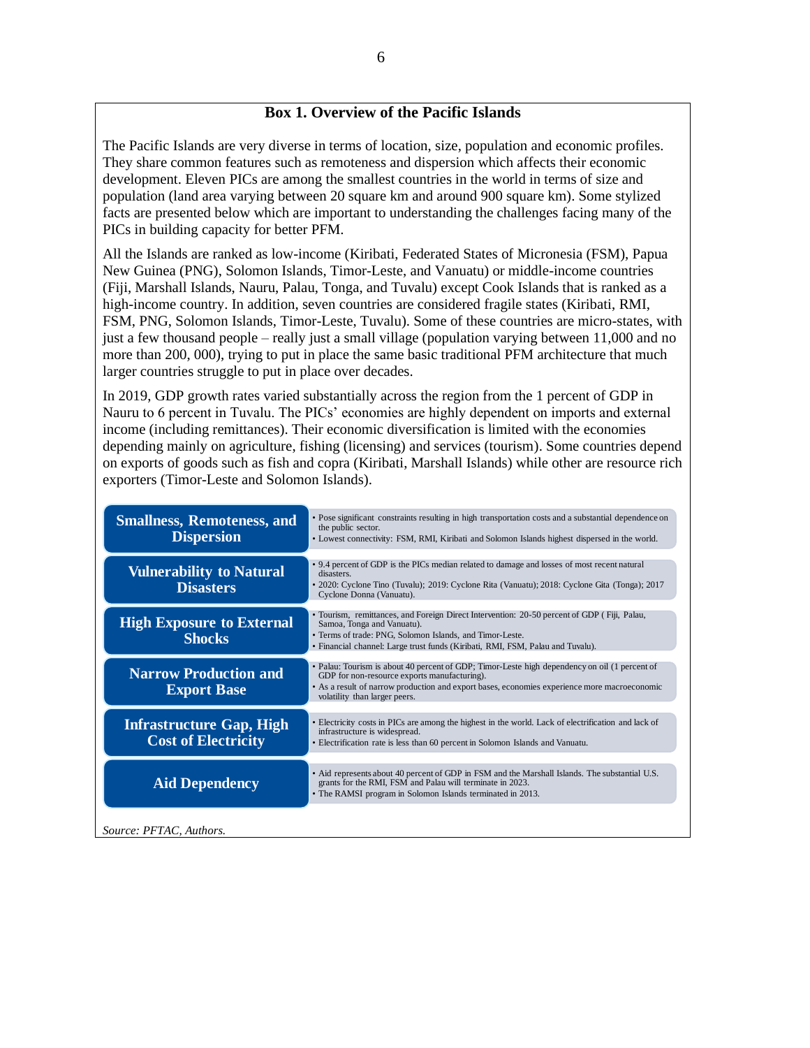### Box 1. Overview of the Pacific Islands

The Pacific Islands are very diverse in terms of location, size, population and economic profiles. They share common features such as remoteness and dispersion which affects their economic development. Eleven PICs are among the smallest countries in the world in terms of size and population (land area varying between 20 square km and around 900 square km). Some stylized facts are presented below which are important to understanding the challenges facing many of the PICs in building capacity for better PFM.

All the Islands are ranked as low-income (Kiribati, Federated States of Micronesia (FSM), Papua New Guinea (PNG), Solomon Islands, Timor-Leste, and Vanuatu) or middle-income countries (Fiji, Marshall Islands, Nauru, Palau, Tonga, and Tuvalu) except Cook Islands that is ranked as a high-income country. In addition, seven countries are considered fragile states (Kiribati, RMI, FSM, PNG, Solomon Islands, Timor-Leste, Tuvalu). Some of these countries are micro-states, with just a few thousand people – really just a small village (population varying between 11,000 and no more than 200, 000), trying to put in place the same basic traditional PFM architecture that much larger countries struggle to put in place over decades.

In 2019, GDP growth rates varied substantially across the region from the 1 percent of GDP in Nauru to 6 percent in Tuvalu. The PICs' economies are highly dependent on imports and external income (including remittances). Their economic diversification is limited with the economies depending mainly on agriculture, fishing (licensing) and services (tourism). Some countries depend on exports of goods such as fish and copra (Kiribati, Marshall Islands) while other are resource rich exporters (Timor-Leste and Solomon Islands).

| | |
|---|---|
| **Smallness, Remoteness, and Dispersion** | • Pose significant constraints resulting in high transportation costs and a substantial dependence on the public sector.<br>• Lowest connectivity: FSM, RMI, Kiribati and Solomon Islands highest dispersed in the world. |
| **Vulnerability to Natural Disasters** | • 9.4 percent of GDP is the PICs median related to damage and losses of most recent natural disasters.<br>• 2020: Cyclone Tino (Tuvalu); 2019: Cyclone Rita (Vanuatu); 2018: Cyclone Gita (Tonga); 2017 Cyclone Donna (Vanuatu). |
| **High Exposure to External Shocks** | • Tourism, remittances, and Foreign Direct Intervention: 20-50 percent of GDP ( Fiji, Palau, Samoa, Tonga and Vanuatu).<br>• Terms of trade: PNG, Solomon Islands, and Timor-Leste.<br>• Financial channel: Large trust funds (Kiribati, RMI, FSM, Palau and Tuvalu). |
| **Narrow Production and Export Base** | • Palau: Tourism is about 40 percent of GDP; Timor-Leste high dependency on oil (1 percent of GDP for non-resource exports manufacturing).<br>• As a result of narrow production and export bases, economies experience more macroeconomic volatility than larger peers. |
| **Infrastructure Gap, High Cost of Electricity** | • Electricity costs in PICs are among the highest in the world. Lack of electrification and lack of infrastructure is widespread.<br>• Electrification rate is less than 60 percent in Solomon Islands and Vanuatu. |
| **Aid Dependency** | • Aid represents about 40 percent of GDP in FSM and the Marshall Islands. The substantial U.S. grants for the RMI, FSM and Palau will terminate in 2023.<br>• The RAMSI program in Solomon Islands terminated in 2013. |

*Source: PFTAC, Authors.*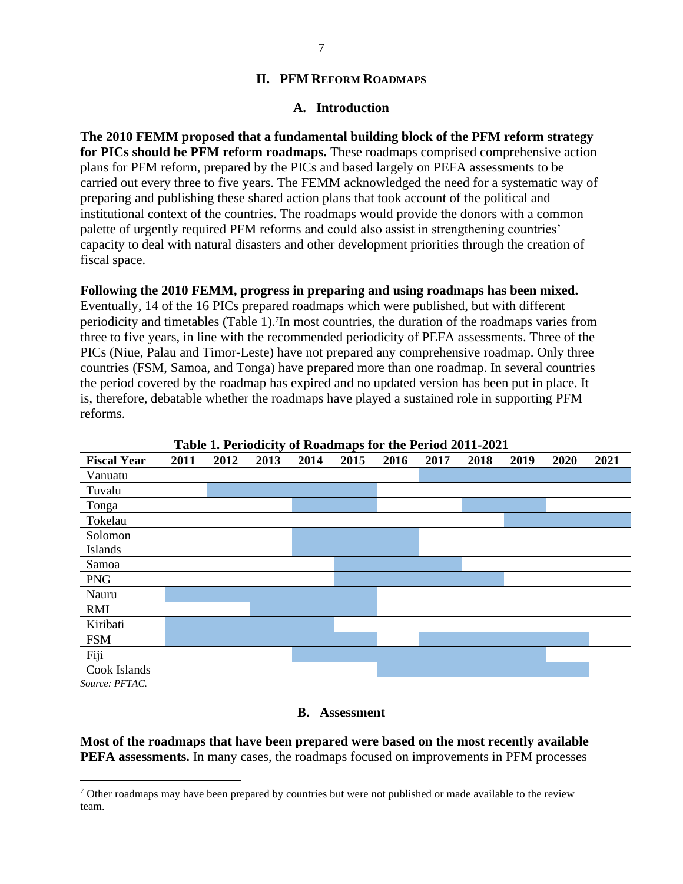## II. PFM REFORM ROADMAPS

### A. Introduction

**The 2010 FEMM proposed that a fundamental building block of the PFM reform strategy for PICs should be PFM reform roadmaps.** These roadmaps comprised comprehensive action plans for PFM reform, prepared by the PICs and based largely on PEFA assessments to be carried out every three to five years. The FEMM acknowledged the need for a systematic way of preparing and publishing these shared action plans that took account of the political and institutional context of the countries. The roadmaps would provide the donors with a common palette of urgently required PFM reforms and could also assist in strengthening countries' capacity to deal with natural disasters and other development priorities through the creation of fiscal space.

**Following the 2010 FEMM, progress in preparing and using roadmaps has been mixed.** Eventually, 14 of the 16 PICs prepared roadmaps which were published, but with different periodicity and timetables (Table 1).[7]In most countries, the duration of the roadmaps varies from three to five years, in line with the recommended periodicity of PEFA assessments. Three of the PICs (Niue, Palau and Timor-Leste) have not prepared any comprehensive roadmap. Only three countries (FSM, Samoa, and Tonga) have prepared more than one roadmap. In several countries the period covered by the roadmap has expired and no updated version has been put in place. It is, therefore, debatable whether the roadmaps have played a sustained role in supporting PFM reforms.

**Table 1. Periodicity of Roadmaps for the Period 2011-2021**

| Fiscal Year | 2011 | 2012 | 2013 | 2014 | 2015 | 2016 | 2017 | 2018 | 2019 | 2020 | 2021 |
|---|---|---|---|---|---|---|---|---|---|---|---|
| Vanuatu | | | | | | | ■ | ■ | ■ | ■ | ■ |
| Tuvalu | | ■ | ■ | ■ | ■ | | | | | | |
| Tonga | | | | ■ | ■ | | | ■ | ■ | | |
| Tokelau | | | | | | | | | ■ | ■ | ■ |
| Solomon Islands | | | | ■ | ■ | ■ | | | | | |
| Samoa | | | | | ■ | ■ | ■ | | | | |
| PNG | | | | | ■ | ■ | ■ | ■ | | | |
| Nauru | ■ | ■ | ■ | ■ | ■ | | | | | | |
| RMI | | | ■ | ■ | ■ | | | | | | |
| Kiribati | ■ | ■ | ■ | ■ | | | | | | | |
| FSM | ■ | ■ | ■ | ■ | ■ | | ■ | ■ | ■ | ■ | |
| Fiji | | | | ■ | ■ | ■ | ■ | ■ | ■ | | |
| Cook Islands | | | | | | ■ | ■ | ■ | ■ | ■ | |

*Source: PFTAC.*

### B. Assessment

**Most of the roadmaps that have been prepared were based on the most recently available PEFA assessments.** In many cases, the roadmaps focused on improvements in PFM processes

[7] Other roadmaps may have been prepared by countries but were not published or made available to the review team.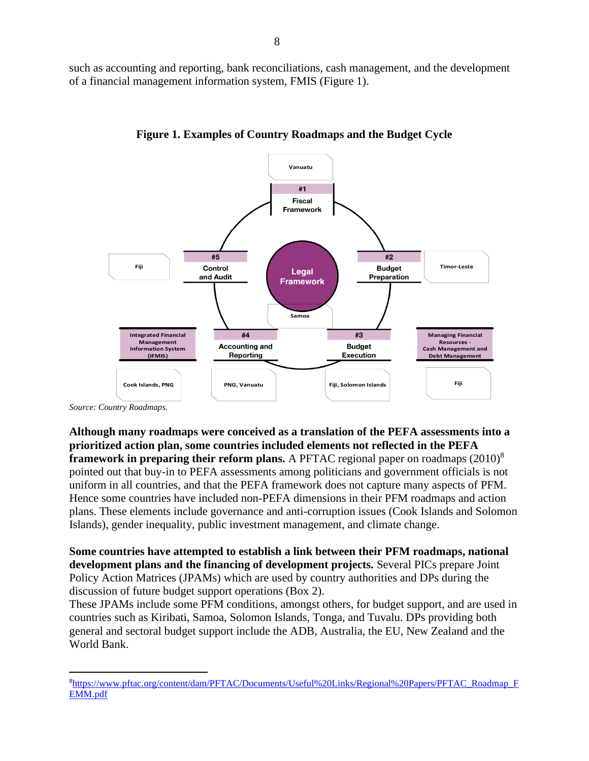such as accounting and reporting, bank reconciliations, cash management, and the development of a financial management information system, FMIS (Figure 1).

**Figure 1. Examples of Country Roadmaps and the Budget Cycle**

Vanuatu

#1 Fiscal Framework

#2 Budget Preparation

Timor-Leste

#3 Budget Execution

Fiji, Solomon Islands

Managing Financial Resources - Cash Management and Debt Management

Fiji

#4 Accounting and Reporting

PNG, Vanuatu

Integrated Financial Management Information System (IFMIS)

Cook Islands, PNG

#5 Control and Audit

Fiji

Legal Framework

Samoa

*Source: Country Roadmaps.*

**Although many roadmaps were conceived as a translation of the PEFA assessments into a prioritized action plan, some countries included elements not reflected in the PEFA framework in preparing their reform plans.** A PFTAC regional paper on roadmaps (2010)[8] pointed out that buy-in to PEFA assessments among politicians and government officials is not uniform in all countries, and that the PEFA framework does not capture many aspects of PFM. Hence some countries have included non-PEFA dimensions in their PFM roadmaps and action plans. These elements include governance and anti-corruption issues (Cook Islands and Solomon Islands), gender inequality, public investment management, and climate change.

**Some countries have attempted to establish a link between their PFM roadmaps, national development plans and the financing of development projects.** Several PICs prepare Joint Policy Action Matrices (JPAMs) which are used by country authorities and DPs during the discussion of future budget support operations (Box 2).
These JPAMs include some PFM conditions, amongst others, for budget support, and are used in countries such as Kiribati, Samoa, Solomon Islands, Tonga, and Tuvalu. DPs providing both general and sectoral budget support include the ADB, Australia, the EU, New Zealand and the World Bank.

[8] https://www.pftac.org/content/dam/PFTAC/Documents/Useful%20Links/Regional%20Papers/PFTAC_Roadmap_FEMM.pdf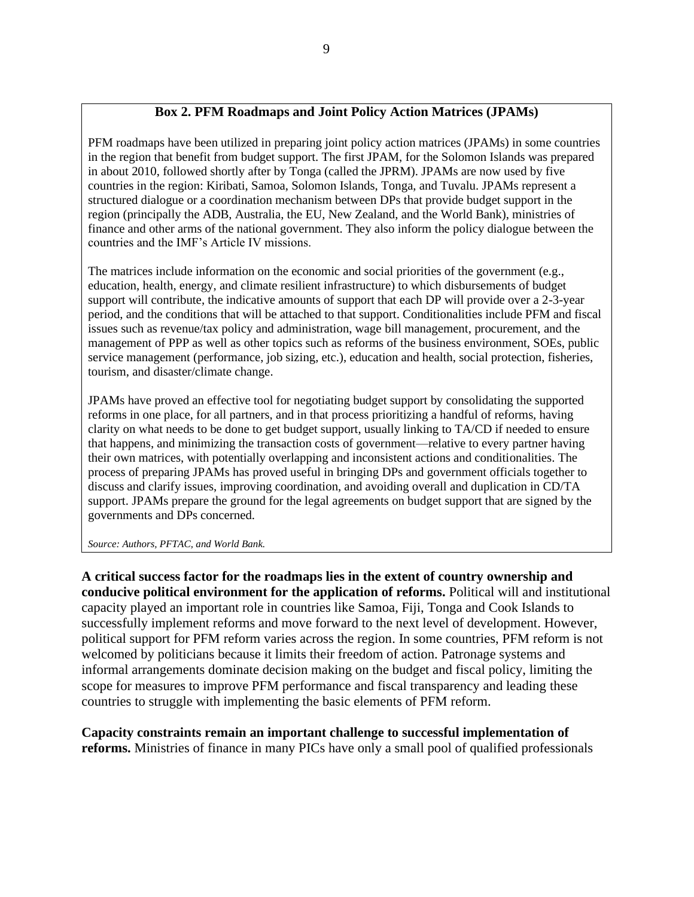### Box 2. PFM Roadmaps and Joint Policy Action Matrices (JPAMs)

PFM roadmaps have been utilized in preparing joint policy action matrices (JPAMs) in some countries in the region that benefit from budget support. The first JPAM, for the Solomon Islands was prepared in about 2010, followed shortly after by Tonga (called the JPRM). JPAMs are now used by five countries in the region: Kiribati, Samoa, Solomon Islands, Tonga, and Tuvalu. JPAMs represent a structured dialogue or a coordination mechanism between DPs that provide budget support in the region (principally the ADB, Australia, the EU, New Zealand, and the World Bank), ministries of finance and other arms of the national government. They also inform the policy dialogue between the countries and the IMF's Article IV missions.

The matrices include information on the economic and social priorities of the government (e.g., education, health, energy, and climate resilient infrastructure) to which disbursements of budget support will contribute, the indicative amounts of support that each DP will provide over a 2-3-year period, and the conditions that will be attached to that support. Conditionalities include PFM and fiscal issues such as revenue/tax policy and administration, wage bill management, procurement, and the management of PPP as well as other topics such as reforms of the business environment, SOEs, public service management (performance, job sizing, etc.), education and health, social protection, fisheries, tourism, and disaster/climate change.

JPAMs have proved an effective tool for negotiating budget support by consolidating the supported reforms in one place, for all partners, and in that process prioritizing a handful of reforms, having clarity on what needs to be done to get budget support, usually linking to TA/CD if needed to ensure that happens, and minimizing the transaction costs of government—relative to every partner having their own matrices, with potentially overlapping and inconsistent actions and conditionalities. The process of preparing JPAMs has proved useful in bringing DPs and government officials together to discuss and clarify issues, improving coordination, and avoiding overall and duplication in CD/TA support. JPAMs prepare the ground for the legal agreements on budget support that are signed by the governments and DPs concerned.

*Source: Authors, PFTAC, and World Bank.*

**A critical success factor for the roadmaps lies in the extent of country ownership and conducive political environment for the application of reforms.** Political will and institutional capacity played an important role in countries like Samoa, Fiji, Tonga and Cook Islands to successfully implement reforms and move forward to the next level of development. However, political support for PFM reform varies across the region. In some countries, PFM reform is not welcomed by politicians because it limits their freedom of action. Patronage systems and informal arrangements dominate decision making on the budget and fiscal policy, limiting the scope for measures to improve PFM performance and fiscal transparency and leading these countries to struggle with implementing the basic elements of PFM reform.

**Capacity constraints remain an important challenge to successful implementation of reforms.** Ministries of finance in many PICs have only a small pool of qualified professionals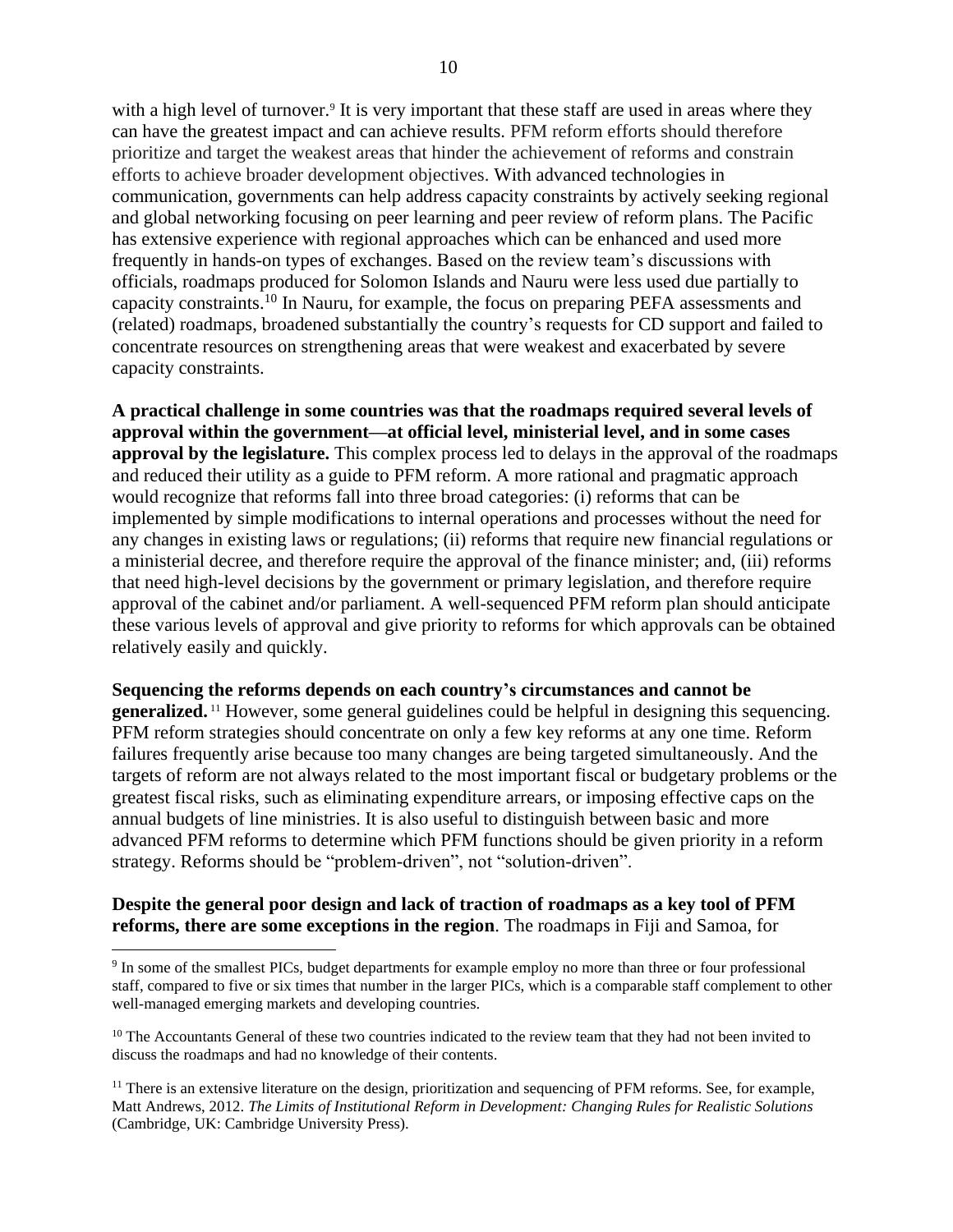with a high level of turnover.[9] It is very important that these staff are used in areas where they can have the greatest impact and can achieve results. PFM reform efforts should therefore prioritize and target the weakest areas that hinder the achievement of reforms and constrain efforts to achieve broader development objectives. With advanced technologies in communication, governments can help address capacity constraints by actively seeking regional and global networking focusing on peer learning and peer review of reform plans. The Pacific has extensive experience with regional approaches which can be enhanced and used more frequently in hands-on types of exchanges. Based on the review team's discussions with officials, roadmaps produced for Solomon Islands and Nauru were less used due partially to capacity constraints.[10] In Nauru, for example, the focus on preparing PEFA assessments and (related) roadmaps, broadened substantially the country's requests for CD support and failed to concentrate resources on strengthening areas that were weakest and exacerbated by severe capacity constraints.

**A practical challenge in some countries was that the roadmaps required several levels of approval within the government—at official level, ministerial level, and in some cases approval by the legislature.** This complex process led to delays in the approval of the roadmaps and reduced their utility as a guide to PFM reform. A more rational and pragmatic approach would recognize that reforms fall into three broad categories: (i) reforms that can be implemented by simple modifications to internal operations and processes without the need for any changes in existing laws or regulations; (ii) reforms that require new financial regulations or a ministerial decree, and therefore require the approval of the finance minister; and, (iii) reforms that need high-level decisions by the government or primary legislation, and therefore require approval of the cabinet and/or parliament. A well-sequenced PFM reform plan should anticipate these various levels of approval and give priority to reforms for which approvals can be obtained relatively easily and quickly.

**Sequencing the reforms depends on each country's circumstances and cannot be generalized.**[11] However, some general guidelines could be helpful in designing this sequencing. PFM reform strategies should concentrate on only a few key reforms at any one time. Reform failures frequently arise because too many changes are being targeted simultaneously. And the targets of reform are not always related to the most important fiscal or budgetary problems or the greatest fiscal risks, such as eliminating expenditure arrears, or imposing effective caps on the annual budgets of line ministries. It is also useful to distinguish between basic and more advanced PFM reforms to determine which PFM functions should be given priority in a reform strategy. Reforms should be "problem-driven", not "solution-driven".

**Despite the general poor design and lack of traction of roadmaps as a key tool of PFM reforms, there are some exceptions in the region**. The roadmaps in Fiji and Samoa, for

---

[9] In some of the smallest PICs, budget departments for example employ no more than three or four professional staff, compared to five or six times that number in the larger PICs, which is a comparable staff complement to other well-managed emerging markets and developing countries.

[10] The Accountants General of these two countries indicated to the review team that they had not been invited to discuss the roadmaps and had no knowledge of their contents.

[11] There is an extensive literature on the design, prioritization and sequencing of PFM reforms. See, for example, Matt Andrews, 2012. *The Limits of Institutional Reform in Development: Changing Rules for Realistic Solutions* (Cambridge, UK: Cambridge University Press).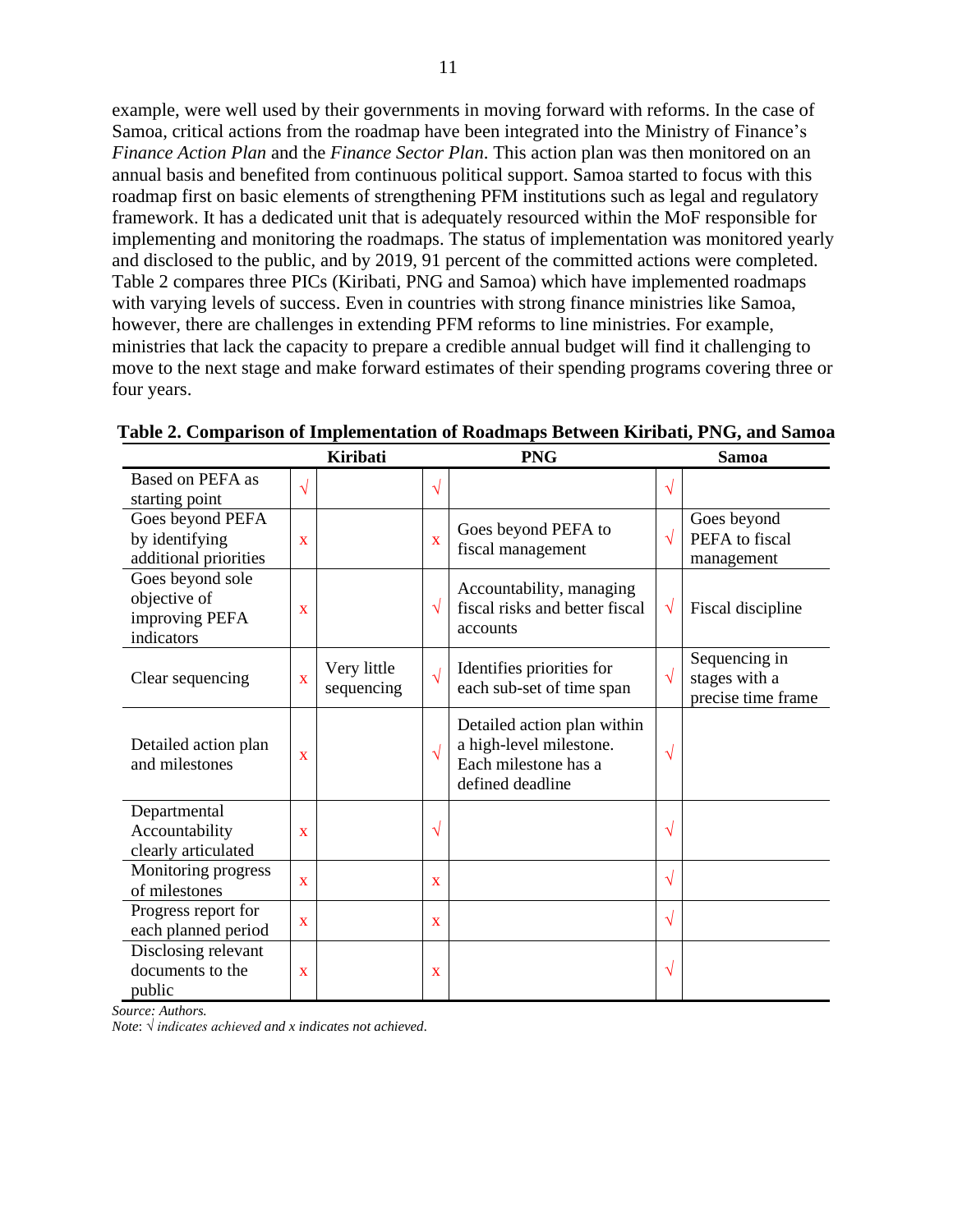example, were well used by their governments in moving forward with reforms. In the case of Samoa, critical actions from the roadmap have been integrated into the Ministry of Finance's *Finance Action Plan* and the *Finance Sector Plan*. This action plan was then monitored on an annual basis and benefited from continuous political support. Samoa started to focus with this roadmap first on basic elements of strengthening PFM institutions such as legal and regulatory framework. It has a dedicated unit that is adequately resourced within the MoF responsible for implementing and monitoring the roadmaps. The status of implementation was monitored yearly and disclosed to the public, and by 2019, 91 percent of the committed actions were completed. Table 2 compares three PICs (Kiribati, PNG and Samoa) which have implemented roadmaps with varying levels of success. Even in countries with strong finance ministries like Samoa, however, there are challenges in extending PFM reforms to line ministries. For example, ministries that lack the capacity to prepare a credible annual budget will find it challenging to move to the next stage and make forward estimates of their spending programs covering three or four years.

**Table 2. Comparison of Implementation of Roadmaps Between Kiribati, PNG, and Samoa**

| | Kiribati | | PNG | | Samoa | |
|---|---|---|---|---|---|---|
| Based on PEFA as starting point | √ | | √ | | √ | |
| Goes beyond PEFA by identifying additional priorities | x | | x | Goes beyond PEFA to fiscal management | √ | Goes beyond PEFA to fiscal management |
| Goes beyond sole objective of improving PEFA indicators | x | | √ | Accountability, managing fiscal risks and better fiscal accounts | √ | Fiscal discipline |
| Clear sequencing | x | Very little sequencing | √ | Identifies priorities for each sub-set of time span | √ | Sequencing in stages with a precise time frame |
| Detailed action plan and milestones | x | | √ | Detailed action plan within a high-level milestone. Each milestone has a defined deadline | √ | |
| Departmental Accountability clearly articulated | x | | √ | | √ | |
| Monitoring progress of milestones | x | | x | | √ | |
| Progress report for each planned period | x | | x | | √ | |
| Disclosing relevant documents to the public | x | | x | | √ | |

*Source: Authors.*
*Note: √ indicates achieved and x indicates not achieved.*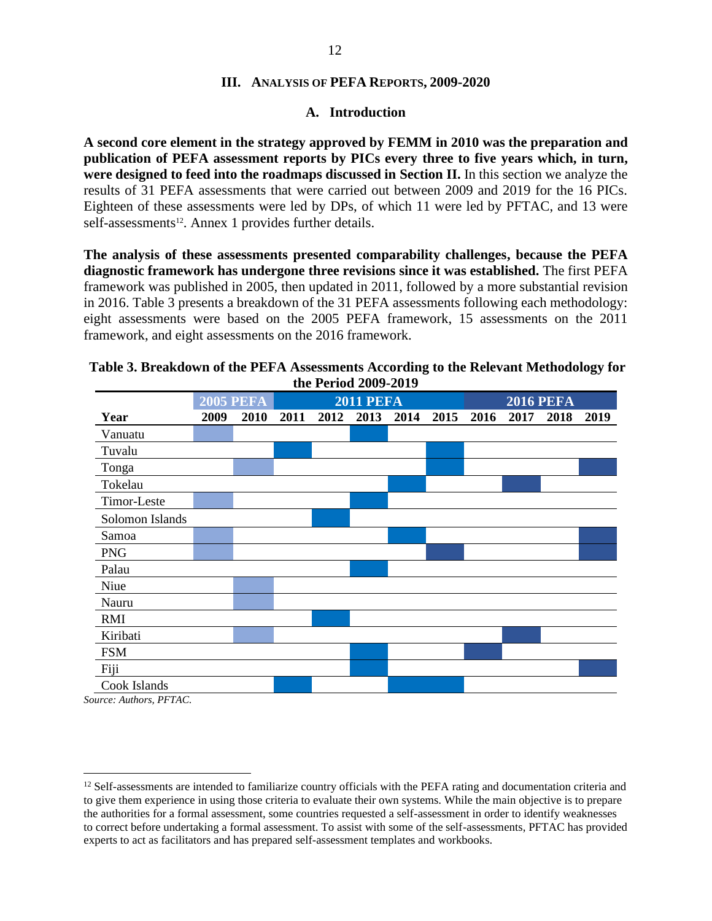# III. ANALYSIS OF PEFA REPORTS, 2009-2020

## A. Introduction

**A second core element in the strategy approved by FEMM in 2010 was the preparation and publication of PEFA assessment reports by PICs every three to five years which, in turn, were designed to feed into the roadmaps discussed in Section II.** In this section we analyze the results of 31 PEFA assessments that were carried out between 2009 and 2019 for the 16 PICs. Eighteen of these assessments were led by DPs, of which 11 were led by PFTAC, and 13 were self-assessments[12]. Annex 1 provides further details.

**The analysis of these assessments presented comparability challenges, because the PEFA diagnostic framework has undergone three revisions since it was established.** The first PEFA framework was published in 2005, then updated in 2011, followed by a more substantial revision in 2016. Table 3 presents a breakdown of the 31 PEFA assessments following each methodology: eight assessments were based on the 2005 PEFA framework, 15 assessments on the 2011 framework, and eight assessments on the 2016 framework.

**Table 3. Breakdown of the PEFA Assessments According to the Relevant Methodology for the Period 2009-2019**

| | 2005 PEFA | | 2011 PEFA | | | | | 2016 PEFA | | | |
|---|---|---|---|---|---|---|---|---|---|---|---|
| **Year** | **2009** | **2010** | **2011** | **2012** | **2013** | **2014** | **2015** | **2016** | **2017** | **2018** | **2019** |
| Vanuatu | 2005 PEFA | | | | 2011 PEFA | | | | | | |
| Tuvalu | | | 2011 PEFA | | | | 2011 PEFA | | | | |
| Tonga | | 2005 PEFA | | | | | 2011 PEFA | | | | 2016 PEFA |
| Tokelau | | | | | | 2011 PEFA | | | 2016 PEFA | | |
| Timor-Leste | 2005 PEFA | | | | 2011 PEFA | | | | | | |
| Solomon Islands | | | | 2011 PEFA | | | | | | | |
| Samoa | 2005 PEFA | | | | | 2011 PEFA | | | | | 2016 PEFA |
| PNG | 2005 PEFA | | | | | | 2016 PEFA | | | | 2016 PEFA |
| Palau | | | | | 2011 PEFA | | | | | | |
| Niue | | 2005 PEFA | | | | | | | | | |
| Nauru | | 2005 PEFA | | | | | | | | | |
| RMI | | | | 2011 PEFA | | | | | | | |
| Kiribati | | 2005 PEFA | | | | | | | 2016 PEFA | | |
| FSM | | | | | 2011 PEFA | | | 2016 PEFA | | | |
| Fiji | | | | | 2011 PEFA | | | | | | 2016 PEFA |
| Cook Islands | | | 2011 PEFA | | | 2011 PEFA | 2011 PEFA | | | | |

*Source: Authors, PFTAC.*

[12] Self-assessments are intended to familiarize country officials with the PEFA rating and documentation criteria and to give them experience in using those criteria to evaluate their own systems. While the main objective is to prepare the authorities for a formal assessment, some countries requested a self-assessment in order to identify weaknesses to correct before undertaking a formal assessment. To assist with some of the self-assessments, PFTAC has provided experts to act as facilitators and has prepared self-assessment templates and workbooks.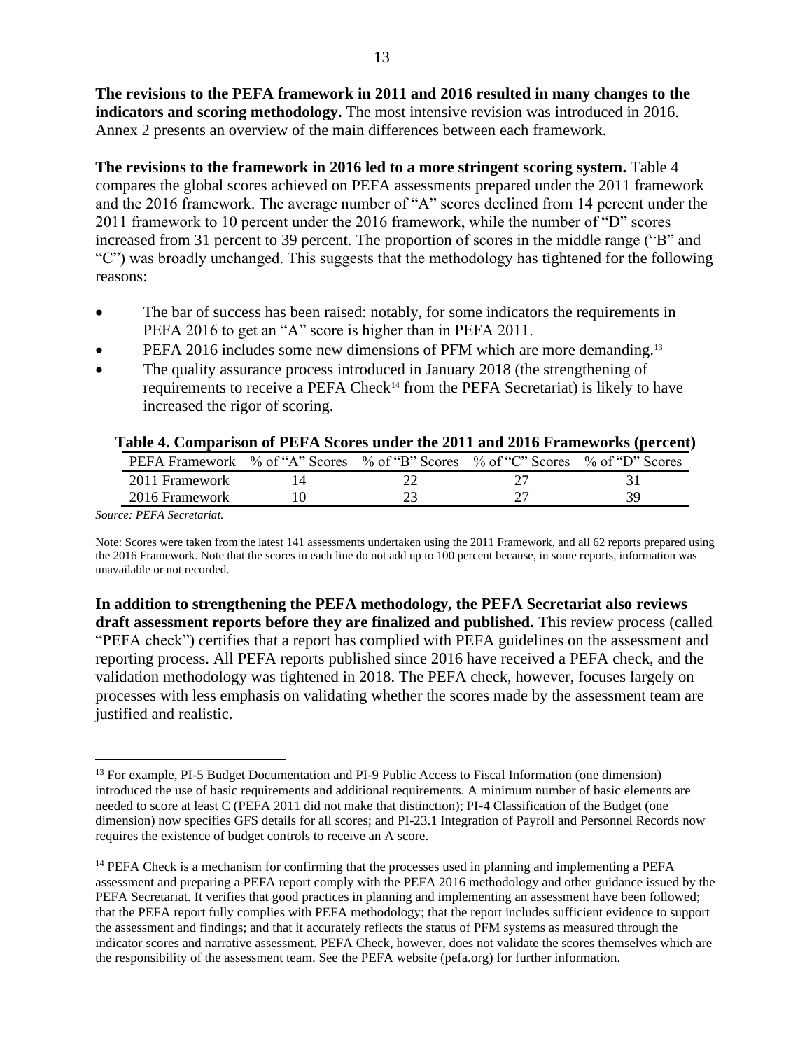**The revisions to the PEFA framework in 2011 and 2016 resulted in many changes to the indicators and scoring methodology.** The most intensive revision was introduced in 2016. Annex 2 presents an overview of the main differences between each framework.

**The revisions to the framework in 2016 led to a more stringent scoring system.** Table 4 compares the global scores achieved on PEFA assessments prepared under the 2011 framework and the 2016 framework. The average number of "A" scores declined from 14 percent under the 2011 framework to 10 percent under the 2016 framework, while the number of "D" scores increased from 31 percent to 39 percent. The proportion of scores in the middle range ("B" and "C") was broadly unchanged. This suggests that the methodology has tightened for the following reasons:

- The bar of success has been raised: notably, for some indicators the requirements in PEFA 2016 to get an "A" score is higher than in PEFA 2011.
- PEFA 2016 includes some new dimensions of PFM which are more demanding.[13]
- The quality assurance process introduced in January 2018 (the strengthening of requirements to receive a PEFA Check[14] from the PEFA Secretariat) is likely to have increased the rigor of scoring.

**Table 4. Comparison of PEFA Scores under the 2011 and 2016 Frameworks (percent)**

| PEFA Framework | % of "A" Scores | % of "B" Scores | % of "C" Scores | % of "D" Scores |
|---|---|---|---|---|
| 2011 Framework | 14 | 22 | 27 | 31 |
| 2016 Framework | 10 | 23 | 27 | 39 |

*Source: PEFA Secretariat.*

Note: Scores were taken from the latest 141 assessments undertaken using the 2011 Framework, and all 62 reports prepared using the 2016 Framework. Note that the scores in each line do not add up to 100 percent because, in some reports, information was unavailable or not recorded.

**In addition to strengthening the PEFA methodology, the PEFA Secretariat also reviews draft assessment reports before they are finalized and published.** This review process (called "PEFA check") certifies that a report has complied with PEFA guidelines on the assessment and reporting process. All PEFA reports published since 2016 have received a PEFA check, and the validation methodology was tightened in 2018. The PEFA check, however, focuses largely on processes with less emphasis on validating whether the scores made by the assessment team are justified and realistic.

---

[13] For example, PI-5 Budget Documentation and PI-9 Public Access to Fiscal Information (one dimension) introduced the use of basic requirements and additional requirements. A minimum number of basic elements are needed to score at least C (PEFA 2011 did not make that distinction); PI-4 Classification of the Budget (one dimension) now specifies GFS details for all scores; and PI-23.1 Integration of Payroll and Personnel Records now requires the existence of budget controls to receive an A score.

[14] PEFA Check is a mechanism for confirming that the processes used in planning and implementing a PEFA assessment and preparing a PEFA report comply with the PEFA 2016 methodology and other guidance issued by the PEFA Secretariat. It verifies that good practices in planning and implementing an assessment have been followed; that the PEFA report fully complies with PEFA methodology; that the report includes sufficient evidence to support the assessment and findings; and that it accurately reflects the status of PFM systems as measured through the indicator scores and narrative assessment. PEFA Check, however, does not validate the scores themselves which are the responsibility of the assessment team. See the PEFA website (pefa.org) for further information.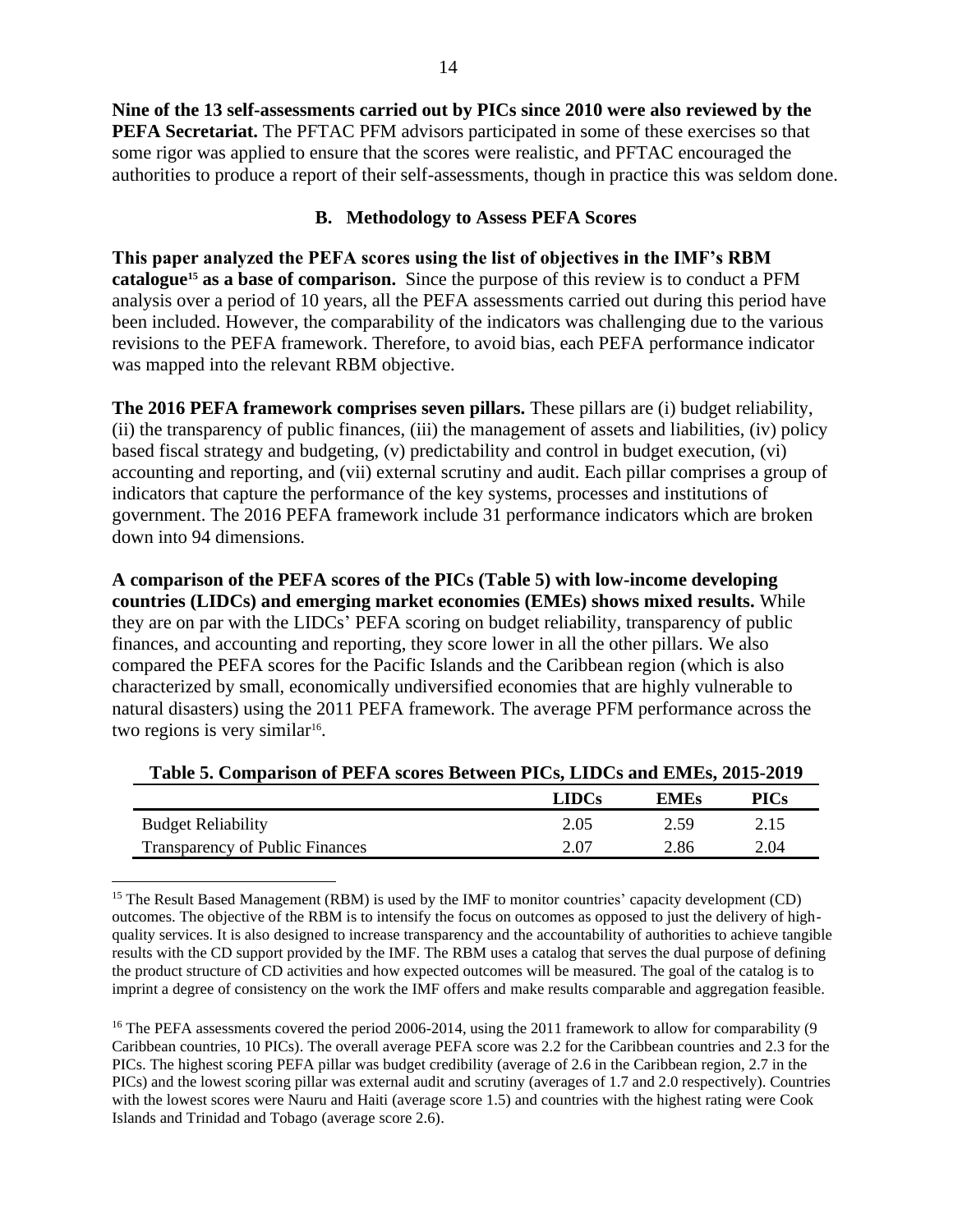**Nine of the 13 self-assessments carried out by PICs since 2010 were also reviewed by the PEFA Secretariat.** The PFTAC PFM advisors participated in some of these exercises so that some rigor was applied to ensure that the scores were realistic, and PFTAC encouraged the authorities to produce a report of their self-assessments, though in practice this was seldom done.

### B. Methodology to Assess PEFA Scores

**This paper analyzed the PEFA scores using the list of objectives in the IMF's RBM catalogue[15] as a base of comparison.** Since the purpose of this review is to conduct a PFM analysis over a period of 10 years, all the PEFA assessments carried out during this period have been included. However, the comparability of the indicators was challenging due to the various revisions to the PEFA framework. Therefore, to avoid bias, each PEFA performance indicator was mapped into the relevant RBM objective.

**The 2016 PEFA framework comprises seven pillars.** These pillars are (i) budget reliability, (ii) the transparency of public finances, (iii) the management of assets and liabilities, (iv) policy based fiscal strategy and budgeting, (v) predictability and control in budget execution, (vi) accounting and reporting, and (vii) external scrutiny and audit. Each pillar comprises a group of indicators that capture the performance of the key systems, processes and institutions of government. The 2016 PEFA framework include 31 performance indicators which are broken down into 94 dimensions.

**A comparison of the PEFA scores of the PICs (Table 5) with low-income developing countries (LIDCs) and emerging market economies (EMEs) shows mixed results.** While they are on par with the LIDCs' PEFA scoring on budget reliability, transparency of public finances, and accounting and reporting, they score lower in all the other pillars. We also compared the PEFA scores for the Pacific Islands and the Caribbean region (which is also characterized by small, economically undiversified economies that are highly vulnerable to natural disasters) using the 2011 PEFA framework. The average PFM performance across the two regions is very similar[16].

**Table 5. Comparison of PEFA scores Between PICs, LIDCs and EMEs, 2015-2019**

| | LIDCs | EMEs | PICs |
|---|---|---|---|
| Budget Reliability | 2.05 | 2.59 | 2.15 |
| Transparency of Public Finances | 2.07 | 2.86 | 2.04 |

[15] The Result Based Management (RBM) is used by the IMF to monitor countries' capacity development (CD) outcomes. The objective of the RBM is to intensify the focus on outcomes as opposed to just the delivery of high-quality services. It is also designed to increase transparency and the accountability of authorities to achieve tangible results with the CD support provided by the IMF. The RBM uses a catalog that serves the dual purpose of defining the product structure of CD activities and how expected outcomes will be measured. The goal of the catalog is to imprint a degree of consistency on the work the IMF offers and make results comparable and aggregation feasible.

[16] The PEFA assessments covered the period 2006-2014, using the 2011 framework to allow for comparability (9 Caribbean countries, 10 PICs). The overall average PEFA score was 2.2 for the Caribbean countries and 2.3 for the PICs. The highest scoring PEFA pillar was budget credibility (average of 2.6 in the Caribbean region, 2.7 in the PICs) and the lowest scoring pillar was external audit and scrutiny (averages of 1.7 and 2.0 respectively). Countries with the lowest scores were Nauru and Haiti (average score 1.5) and countries with the highest rating were Cook Islands and Trinidad and Tobago (average score 2.6).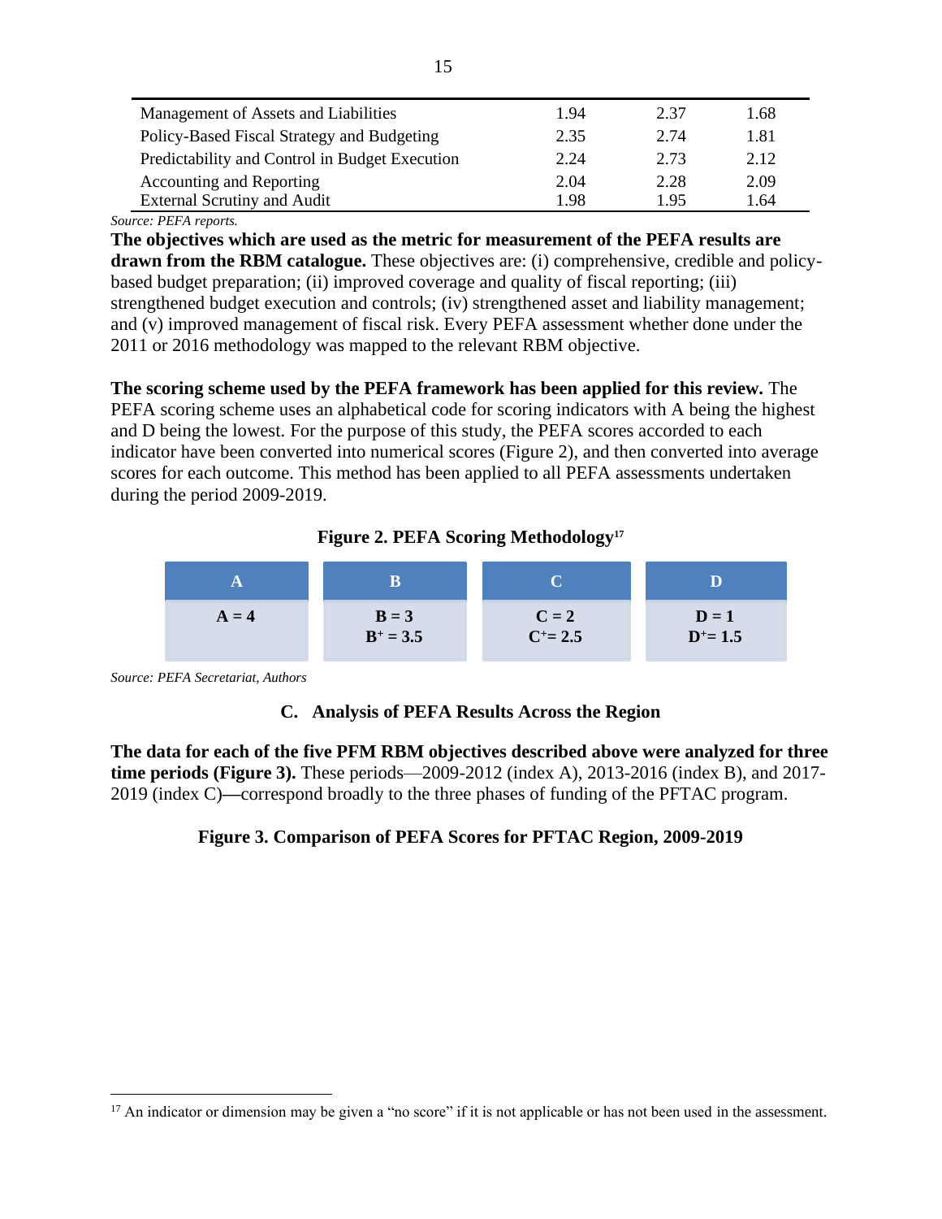| | | | |
|---|---|---|---|
| Management of Assets and Liabilities | 1.94 | 2.37 | 1.68 |
| Policy-Based Fiscal Strategy and Budgeting | 2.35 | 2.74 | 1.81 |
| Predictability and Control in Budget Execution | 2.24 | 2.73 | 2.12 |
| Accounting and Reporting | 2.04 | 2.28 | 2.09 |
| External Scrutiny and Audit | 1.98 | 1.95 | 1.64 |

*Source: PEFA reports.*

**The objectives which are used as the metric for measurement of the PEFA results are drawn from the RBM catalogue.** These objectives are: (i) comprehensive, credible and policy-based budget preparation; (ii) improved coverage and quality of fiscal reporting; (iii) strengthened budget execution and controls; (iv) strengthened asset and liability management; and (v) improved management of fiscal risk. Every PEFA assessment whether done under the 2011 or 2016 methodology was mapped to the relevant RBM objective.

**The scoring scheme used by the PEFA framework has been applied for this review.** The PEFA scoring scheme uses an alphabetical code for scoring indicators with A being the highest and D being the lowest. For the purpose of this study, the PEFA scores accorded to each indicator have been converted into numerical scores (Figure 2), and then converted into average scores for each outcome. This method has been applied to all PEFA assessments undertaken during the period 2009-2019.

**Figure 2. PEFA Scoring Methodology[17]**

| A | B | C | D |
|---|---|---|---|
| A = 4 | B = 3<br>B+ = 3.5 | C = 2<br>C+ = 2.5 | D = 1<br>D+ = 1.5 |

*Source: PEFA Secretariat, Authors*

### C. Analysis of PEFA Results Across the Region

**The data for each of the five PFM RBM objectives described above were analyzed for three time periods (Figure 3).** These periods—2009-2012 (index A), 2013-2016 (index B), and 2017-2019 (index C)—correspond broadly to the three phases of funding of the PFTAC program.

**Figure 3. Comparison of PEFA Scores for PFTAC Region, 2009-2019**

[17] An indicator or dimension may be given a "no score" if it is not applicable or has not been used in the assessment.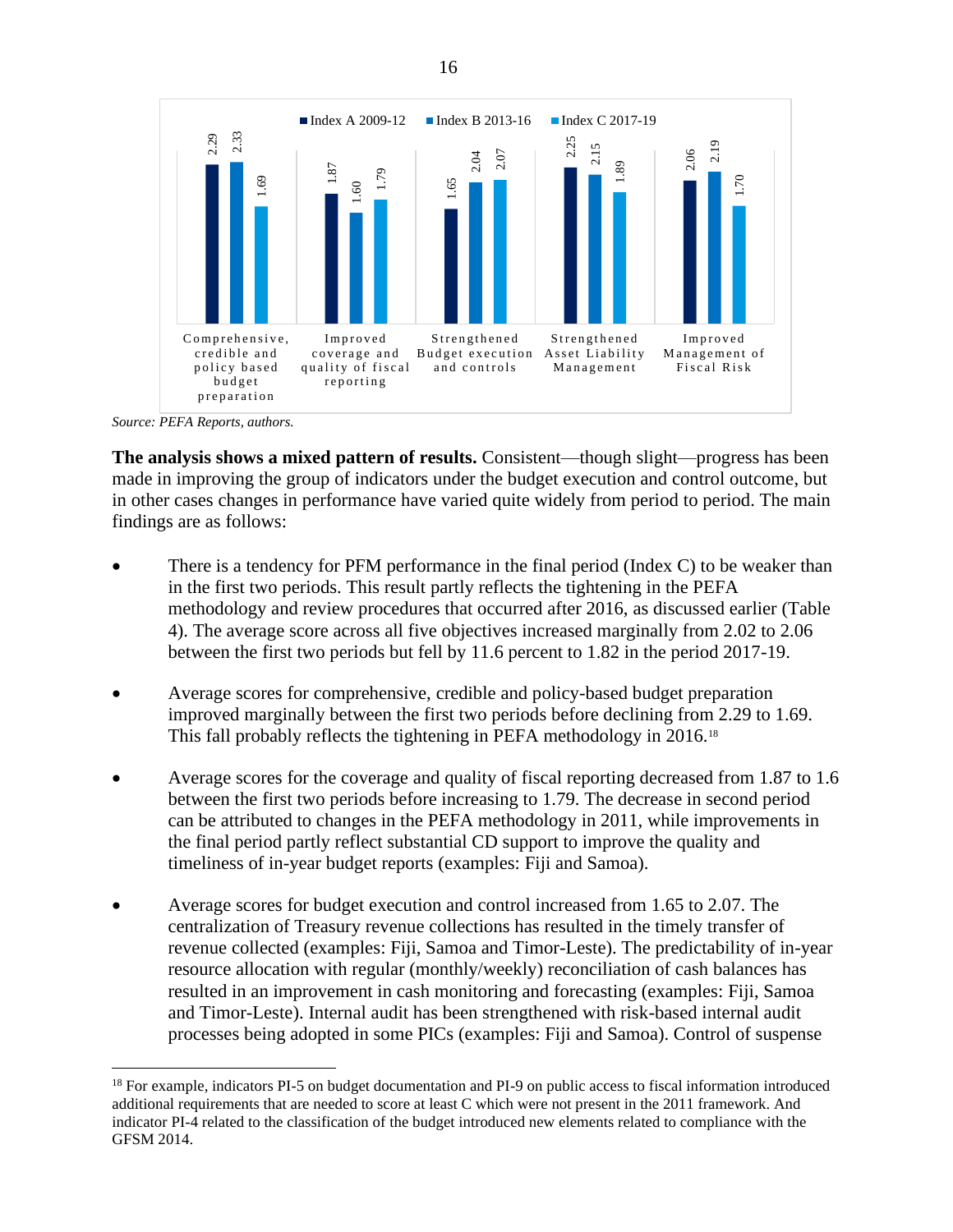| | Index A 2009-12 | Index B 2013-16 | Index C 2017-19 |
|---|---|---|---|
| Comprehensive, credible and policy based budget preparation | 2.29 | 2.33 | 1.69 |
| Improved coverage and quality of fiscal reporting | 1.87 | 1.60 | 1.79 |
| Strengthened Budget execution and controls | 1.65 | 2.04 | 2.07 |
| Strengthened Asset Liability Management | 2.25 | 2.15 | 1.89 |
| Improved Management of Fiscal Risk | 2.06 | 2.19 | 1.70 |

*Source: PEFA Reports, authors.*

**The analysis shows a mixed pattern of results.** Consistent—though slight—progress has been made in improving the group of indicators under the budget execution and control outcome, but in other cases changes in performance have varied quite widely from period to period. The main findings are as follows:

- There is a tendency for PFM performance in the final period (Index C) to be weaker than in the first two periods. This result partly reflects the tightening in the PEFA methodology and review procedures that occurred after 2016, as discussed earlier (Table 4). The average score across all five objectives increased marginally from 2.02 to 2.06 between the first two periods but fell by 11.6 percent to 1.82 in the period 2017-19.

- Average scores for comprehensive, credible and policy-based budget preparation improved marginally between the first two periods before declining from 2.29 to 1.69. This fall probably reflects the tightening in PEFA methodology in 2016.[18]

- Average scores for the coverage and quality of fiscal reporting decreased from 1.87 to 1.6 between the first two periods before increasing to 1.79. The decrease in second period can be attributed to changes in the PEFA methodology in 2011, while improvements in the final period partly reflect substantial CD support to improve the quality and timeliness of in-year budget reports (examples: Fiji and Samoa).

- Average scores for budget execution and control increased from 1.65 to 2.07. The centralization of Treasury revenue collections has resulted in the timely transfer of revenue collected (examples: Fiji, Samoa and Timor-Leste). The predictability of in-year resource allocation with regular (monthly/weekly) reconciliation of cash balances has resulted in an improvement in cash monitoring and forecasting (examples: Fiji, Samoa and Timor-Leste). Internal audit has been strengthened with risk-based internal audit processes being adopted in some PICs (examples: Fiji and Samoa). Control of suspense

[18] For example, indicators PI-5 on budget documentation and PI-9 on public access to fiscal information introduced additional requirements that are needed to score at least C which were not present in the 2011 framework. And indicator PI-4 related to the classification of the budget introduced new elements related to compliance with the GFSM 2014.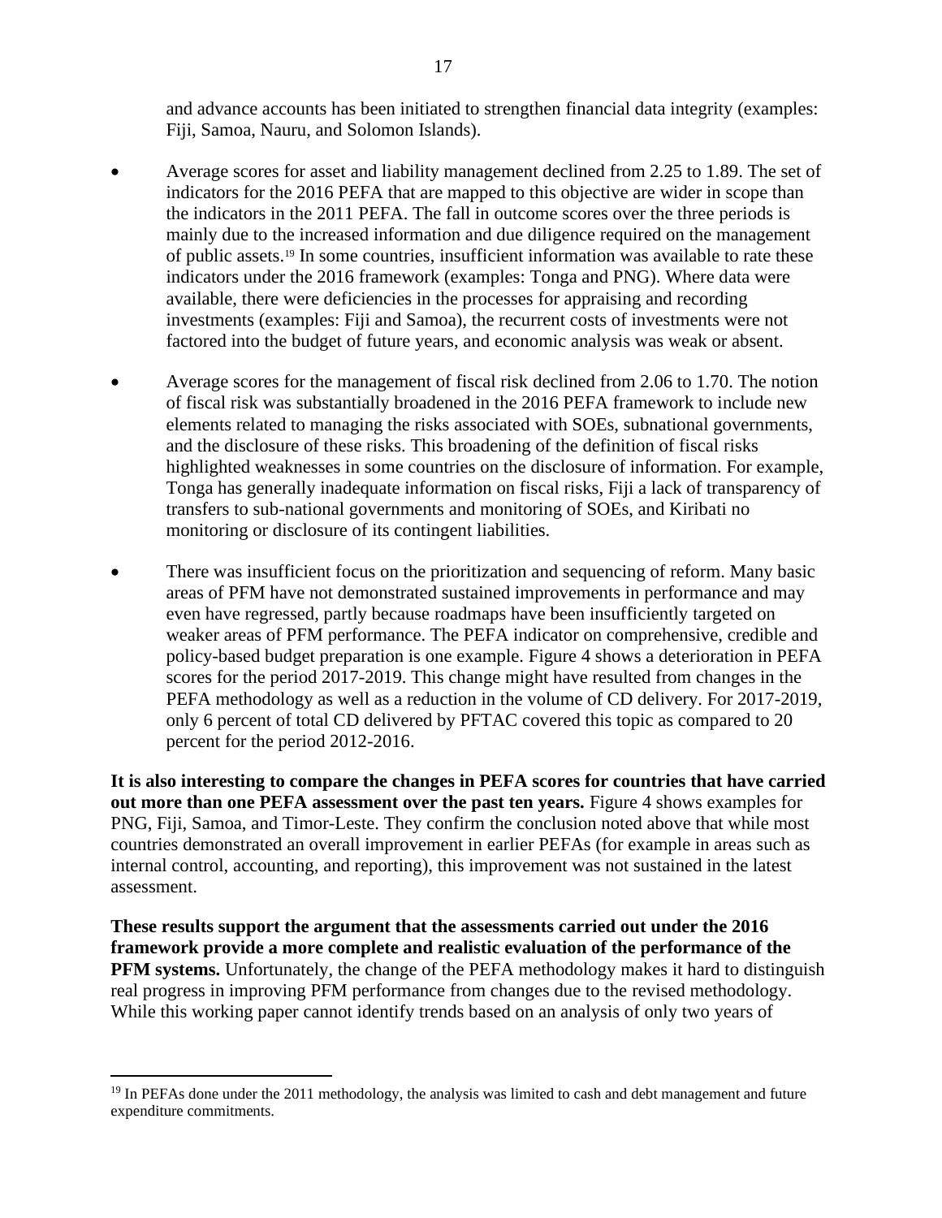and advance accounts has been initiated to strengthen financial data integrity (examples: Fiji, Samoa, Nauru, and Solomon Islands).

- Average scores for asset and liability management declined from 2.25 to 1.89. The set of indicators for the 2016 PEFA that are mapped to this objective are wider in scope than the indicators in the 2011 PEFA. The fall in outcome scores over the three periods is mainly due to the increased information and due diligence required on the management of public assets.[19] In some countries, insufficient information was available to rate these indicators under the 2016 framework (examples: Tonga and PNG). Where data were available, there were deficiencies in the processes for appraising and recording investments (examples: Fiji and Samoa), the recurrent costs of investments were not factored into the budget of future years, and economic analysis was weak or absent.

- Average scores for the management of fiscal risk declined from 2.06 to 1.70. The notion of fiscal risk was substantially broadened in the 2016 PEFA framework to include new elements related to managing the risks associated with SOEs, subnational governments, and the disclosure of these risks. This broadening of the definition of fiscal risks highlighted weaknesses in some countries on the disclosure of information. For example, Tonga has generally inadequate information on fiscal risks, Fiji a lack of transparency of transfers to sub-national governments and monitoring of SOEs, and Kiribati no monitoring or disclosure of its contingent liabilities.

- There was insufficient focus on the prioritization and sequencing of reform. Many basic areas of PFM have not demonstrated sustained improvements in performance and may even have regressed, partly because roadmaps have been insufficiently targeted on weaker areas of PFM performance. The PEFA indicator on comprehensive, credible and policy-based budget preparation is one example. Figure 4 shows a deterioration in PEFA scores for the period 2017-2019. This change might have resulted from changes in the PEFA methodology as well as a reduction in the volume of CD delivery. For 2017-2019, only 6 percent of total CD delivered by PFTAC covered this topic as compared to 20 percent for the period 2012-2016.

**It is also interesting to compare the changes in PEFA scores for countries that have carried out more than one PEFA assessment over the past ten years.** Figure 4 shows examples for PNG, Fiji, Samoa, and Timor-Leste. They confirm the conclusion noted above that while most countries demonstrated an overall improvement in earlier PEFAs (for example in areas such as internal control, accounting, and reporting), this improvement was not sustained in the latest assessment.

**These results support the argument that the assessments carried out under the 2016 framework provide a more complete and realistic evaluation of the performance of the PFM systems.** Unfortunately, the change of the PEFA methodology makes it hard to distinguish real progress in improving PFM performance from changes due to the revised methodology. While this working paper cannot identify trends based on an analysis of only two years of

[19] In PEFAs done under the 2011 methodology, the analysis was limited to cash and debt management and future expenditure commitments.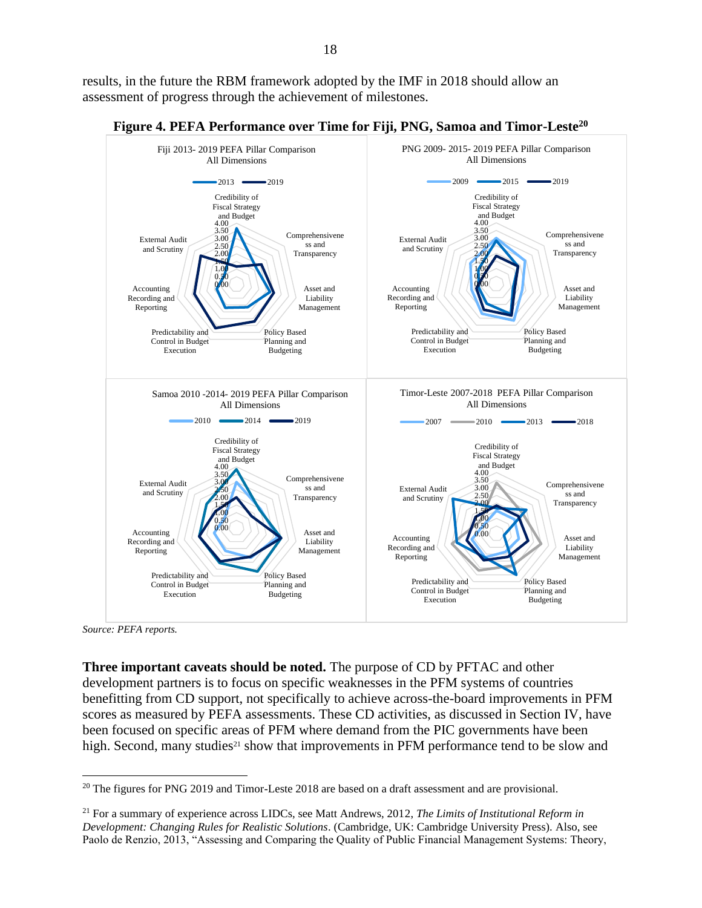results, in the future the RBM framework adopted by the IMF in 2018 should allow an assessment of progress through the achievement of milestones.

**Figure 4. PEFA Performance over Time for Fiji, PNG, Samoa and Timor-Leste[20]**

Fiji 2013- 2019 PEFA Pillar Comparison
All Dimensions

PNG 2009- 2015- 2019 PEFA Pillar Comparison
All Dimensions

Samoa 2010 -2014- 2019 PEFA Pillar Comparison
All Dimensions

Timor-Leste 2007-2018 PEFA Pillar Comparison
All Dimensions

*Source: PEFA reports.*

**Three important caveats should be noted.** The purpose of CD by PFTAC and other development partners is to focus on specific weaknesses in the PFM systems of countries benefitting from CD support, not specifically to achieve across-the-board improvements in PFM scores as measured by PEFA assessments. These CD activities, as discussed in Section IV, have been focused on specific areas of PFM where demand from the PIC governments have been high. Second, many studies[21] show that improvements in PFM performance tend to be slow and

---

[20] The figures for PNG 2019 and Timor-Leste 2018 are based on a draft assessment and are provisional.

[21] For a summary of experience across LIDCs, see Matt Andrews, 2012, *The Limits of Institutional Reform in Development: Changing Rules for Realistic Solutions*. (Cambridge, UK: Cambridge University Press). Also, see Paolo de Renzio, 2013, "Assessing and Comparing the Quality of Public Financial Management Systems: Theory,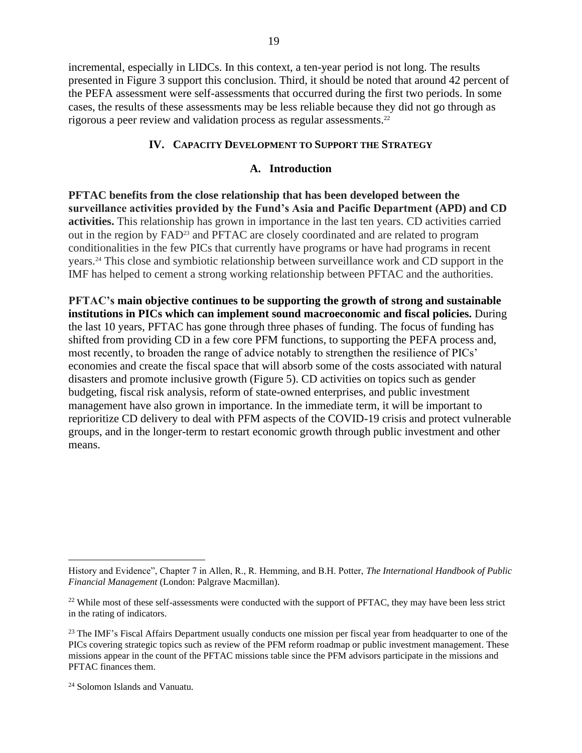incremental, especially in LIDCs. In this context, a ten-year period is not long. The results presented in Figure 3 support this conclusion. Third, it should be noted that around 42 percent of the PEFA assessment were self-assessments that occurred during the first two periods. In some cases, the results of these assessments may be less reliable because they did not go through as rigorous a peer review and validation process as regular assessments.[22]

## IV. Capacity Development to Support the Strategy

### A. Introduction

**PFTAC benefits from the close relationship that has been developed between the surveillance activities provided by the Fund's Asia and Pacific Department (APD) and CD activities.** This relationship has grown in importance in the last ten years. CD activities carried out in the region by FAD[23] and PFTAC are closely coordinated and are related to program conditionalities in the few PICs that currently have programs or have had programs in recent years.[24] This close and symbiotic relationship between surveillance work and CD support in the IMF has helped to cement a strong working relationship between PFTAC and the authorities.

**PFTAC's main objective continues to be supporting the growth of strong and sustainable institutions in PICs which can implement sound macroeconomic and fiscal policies.** During the last 10 years, PFTAC has gone through three phases of funding. The focus of funding has shifted from providing CD in a few core PFM functions, to supporting the PEFA process and, most recently, to broaden the range of advice notably to strengthen the resilience of PICs' economies and create the fiscal space that will absorb some of the costs associated with natural disasters and promote inclusive growth (Figure 5). CD activities on topics such as gender budgeting, fiscal risk analysis, reform of state-owned enterprises, and public investment management have also grown in importance. In the immediate term, it will be important to reprioritize CD delivery to deal with PFM aspects of the COVID-19 crisis and protect vulnerable groups, and in the longer-term to restart economic growth through public investment and other means.

---

History and Evidence", Chapter 7 in Allen, R., R. Hemming, and B.H. Potter, *The International Handbook of Public Financial Management* (London: Palgrave Macmillan).

[22] While most of these self-assessments were conducted with the support of PFTAC, they may have been less strict in the rating of indicators.

[23] The IMF's Fiscal Affairs Department usually conducts one mission per fiscal year from headquarter to one of the PICs covering strategic topics such as review of the PFM reform roadmap or public investment management. These missions appear in the count of the PFTAC missions table since the PFM advisors participate in the missions and PFTAC finances them.

[24] Solomon Islands and Vanuatu.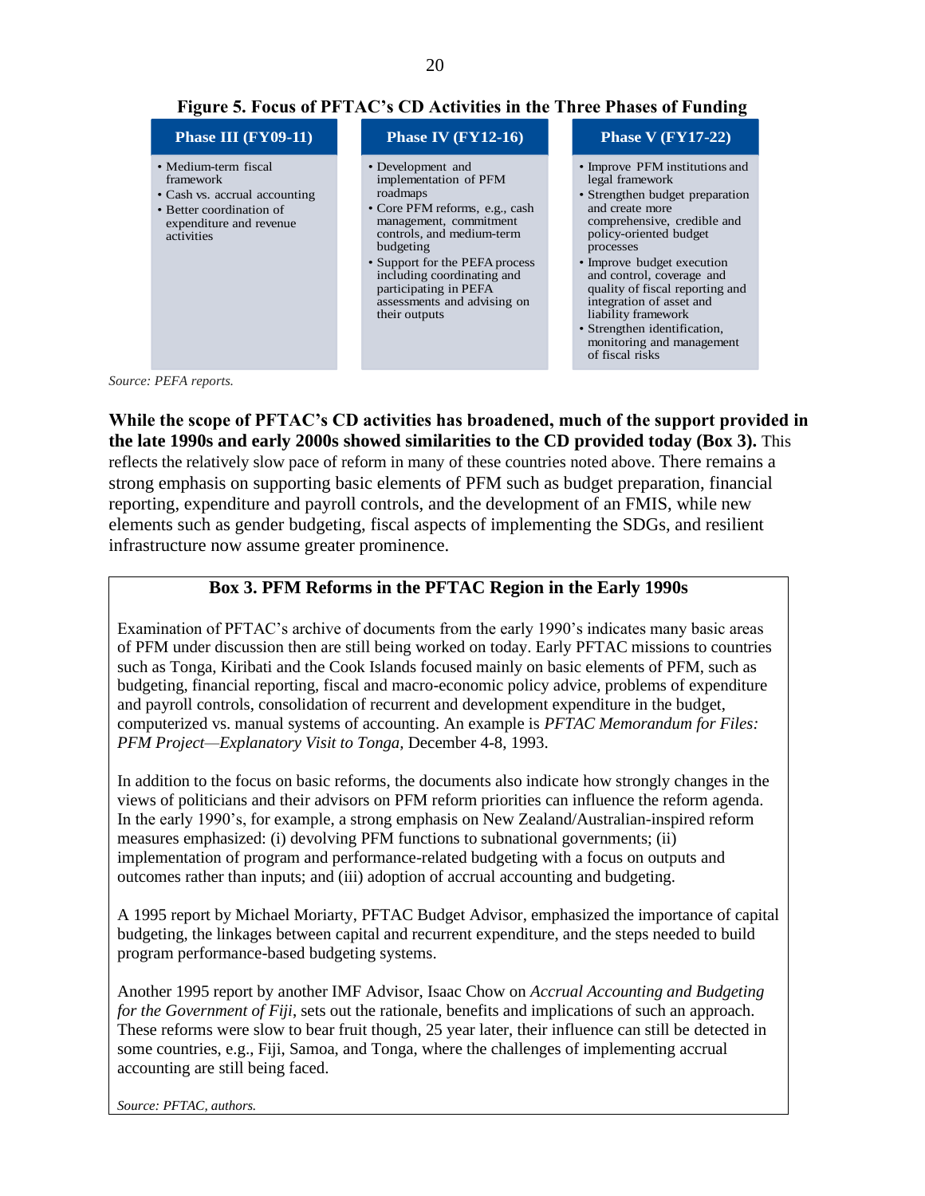**Figure 5. Focus of PFTAC's CD Activities in the Three Phases of Funding**

| Phase III (FY09-11) | Phase IV (FY12-16) | Phase V (FY17-22) |
|---|---|---|
| • Medium-term fiscal framework<br>• Cash vs. accrual accounting<br>• Better coordination of expenditure and revenue activities | • Development and implementation of PFM roadmaps<br>• Core PFM reforms, e.g., cash management, commitment controls, and medium-term budgeting<br>• Support for the PEFA process including coordinating and participating in PEFA assessments and advising on their outputs | • Improve PFM institutions and legal framework<br>• Strengthen budget preparation and create more comprehensive, credible and policy-oriented budget processes<br>• Improve budget execution and control, coverage and quality of fiscal reporting and integration of asset and liability framework<br>• Strengthen identification, monitoring and management of fiscal risks |

*Source: PEFA reports.*

**While the scope of PFTAC's CD activities has broadened, much of the support provided in the late 1990s and early 2000s showed similarities to the CD provided today (Box 3).** This reflects the relatively slow pace of reform in many of these countries noted above. There remains a strong emphasis on supporting basic elements of PFM such as budget preparation, financial reporting, expenditure and payroll controls, and the development of an FMIS, while new elements such as gender budgeting, fiscal aspects of implementing the SDGs, and resilient infrastructure now assume greater prominence.

**Box 3. PFM Reforms in the PFTAC Region in the Early 1990s**

Examination of PFTAC's archive of documents from the early 1990's indicates many basic areas of PFM under discussion then are still being worked on today. Early PFTAC missions to countries such as Tonga, Kiribati and the Cook Islands focused mainly on basic elements of PFM, such as budgeting, financial reporting, fiscal and macro-economic policy advice, problems of expenditure and payroll controls, consolidation of recurrent and development expenditure in the budget, computerized vs. manual systems of accounting. An example is *PFTAC Memorandum for Files: PFM Project—Explanatory Visit to Tonga,* December 4-8, 1993.

In addition to the focus on basic reforms, the documents also indicate how strongly changes in the views of politicians and their advisors on PFM reform priorities can influence the reform agenda. In the early 1990's, for example, a strong emphasis on New Zealand/Australian-inspired reform measures emphasized: (i) devolving PFM functions to subnational governments; (ii) implementation of program and performance-related budgeting with a focus on outputs and outcomes rather than inputs; and (iii) adoption of accrual accounting and budgeting.

A 1995 report by Michael Moriarty, PFTAC Budget Advisor, emphasized the importance of capital budgeting, the linkages between capital and recurrent expenditure, and the steps needed to build program performance-based budgeting systems.

Another 1995 report by another IMF Advisor, Isaac Chow on *Accrual Accounting and Budgeting for the Government of Fiji*, sets out the rationale, benefits and implications of such an approach. These reforms were slow to bear fruit though, 25 year later, their influence can still be detected in some countries, e.g., Fiji, Samoa, and Tonga, where the challenges of implementing accrual accounting are still being faced.

*Source: PFTAC, authors.*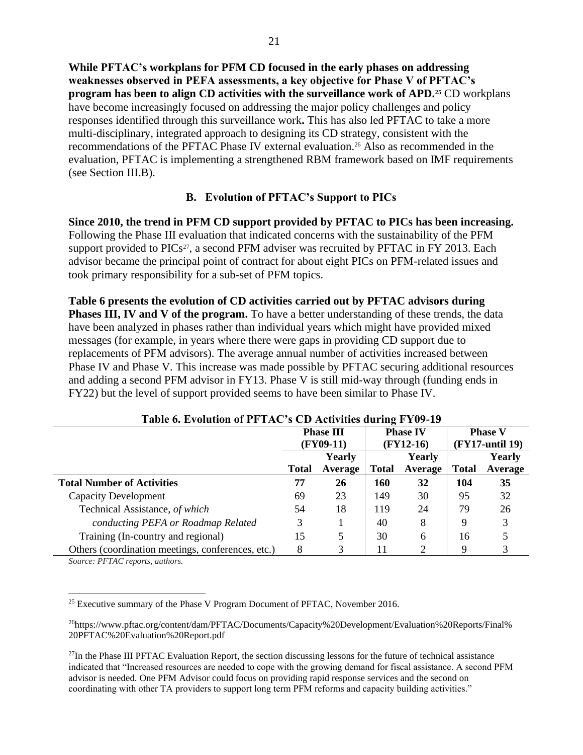**While PFTAC's workplans for PFM CD focused in the early phases on addressing weaknesses observed in PEFA assessments, a key objective for Phase V of PFTAC's program has been to align CD activities with the surveillance work of APD.**[25] CD workplans have become increasingly focused on addressing the major policy challenges and policy responses identified through this surveillance work**.** This has also led PFTAC to take a more multi-disciplinary, integrated approach to designing its CD strategy, consistent with the recommendations of the PFTAC Phase IV external evaluation.[26] Also as recommended in the evaluation, PFTAC is implementing a strengthened RBM framework based on IMF requirements (see Section III.B).

## B. Evolution of PFTAC's Support to PICs

**Since 2010, the trend in PFM CD support provided by PFTAC to PICs has been increasing.** Following the Phase III evaluation that indicated concerns with the sustainability of the PFM support provided to PICs[27], a second PFM adviser was recruited by PFTAC in FY 2013. Each advisor became the principal point of contract for about eight PICs on PFM-related issues and took primary responsibility for a sub-set of PFM topics.

**Table 6 presents the evolution of CD activities carried out by PFTAC advisors during Phases III, IV and V of the program.** To have a better understanding of these trends, the data have been analyzed in phases rather than individual years which might have provided mixed messages (for example, in years where there were gaps in providing CD support due to replacements of PFM advisors). The average annual number of activities increased between Phase IV and Phase V. This increase was made possible by PFTAC securing additional resources and adding a second PFM advisor in FY13. Phase V is still mid-way through (funding ends in FY22) but the level of support provided seems to have been similar to Phase IV.

**Table 6. Evolution of PFTAC's CD Activities during FY09-19**

| | Phase III (FY09-11) | | Phase IV (FY12-16) | | Phase V (FY17-until 19) | |
|---|---|---|---|---|---|---|
| | Total | Yearly Average | Total | Yearly Average | Total | Yearly Average |
| **Total Number of Activities** | **77** | **26** | **160** | **32** | **104** | **35** |
| Capacity Development | 69 | 23 | 149 | 30 | 95 | 32 |
| Technical Assistance, *of which* | 54 | 18 | 119 | 24 | 79 | 26 |
| *conducting PEFA or Roadmap Related* | 3 | 1 | 40 | 8 | 9 | 3 |
| Training (In-country and regional) | 15 | 5 | 30 | 6 | 16 | 5 |
| Others (coordination meetings, conferences, etc.) | 8 | 3 | 11 | 2 | 9 | 3 |

*Source: PFTAC reports, authors.*

[25] Executive summary of the Phase V Program Document of PFTAC, November 2016.

[26] https://www.pftac.org/content/dam/PFTAC/Documents/Capacity%20Development/Evaluation%20Reports/Final%20PFTAC%20Evaluation%20Report.pdf

[27] In the Phase III PFTAC Evaluation Report, the section discussing lessons for the future of technical assistance indicated that "Increased resources are needed to cope with the growing demand for fiscal assistance. A second PFM advisor is needed. One PFM Advisor could focus on providing rapid response services and the second on coordinating with other TA providers to support long term PFM reforms and capacity building activities."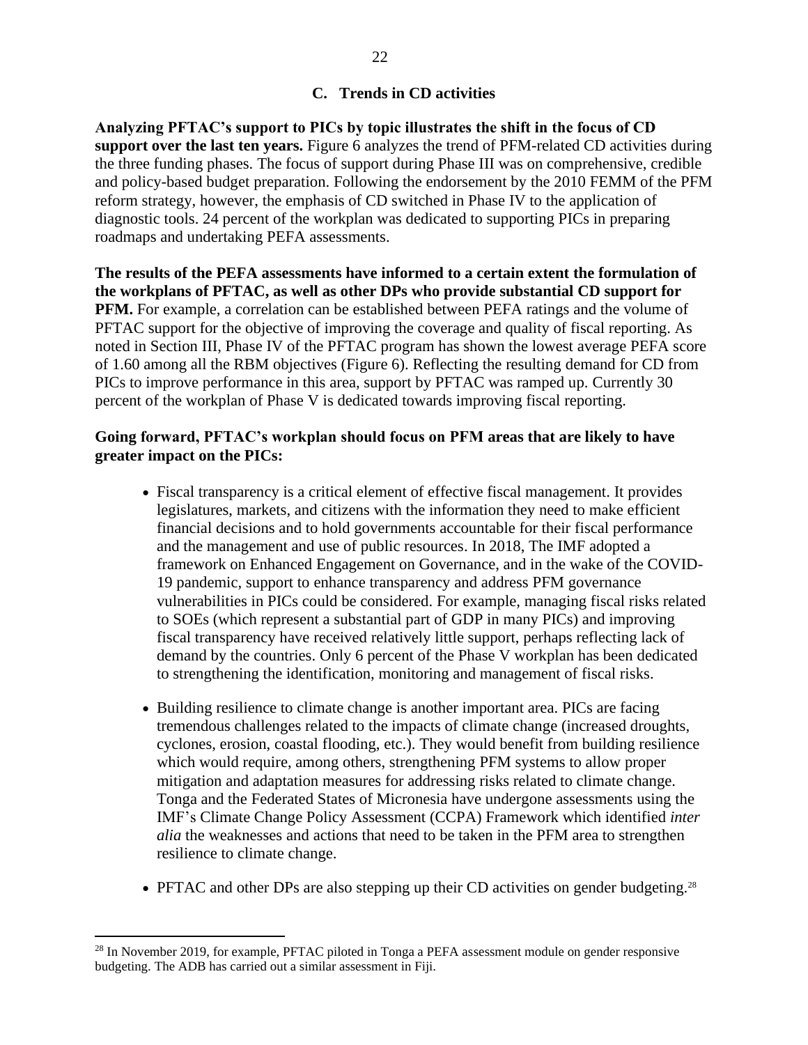### C. Trends in CD activities

**Analyzing PFTAC's support to PICs by topic illustrates the shift in the focus of CD support over the last ten years.** Figure 6 analyzes the trend of PFM-related CD activities during the three funding phases. The focus of support during Phase III was on comprehensive, credible and policy-based budget preparation. Following the endorsement by the 2010 FEMM of the PFM reform strategy, however, the emphasis of CD switched in Phase IV to the application of diagnostic tools. 24 percent of the workplan was dedicated to supporting PICs in preparing roadmaps and undertaking PEFA assessments.

**The results of the PEFA assessments have informed to a certain extent the formulation of the workplans of PFTAC, as well as other DPs who provide substantial CD support for PFM.** For example, a correlation can be established between PEFA ratings and the volume of PFTAC support for the objective of improving the coverage and quality of fiscal reporting. As noted in Section III, Phase IV of the PFTAC program has shown the lowest average PEFA score of 1.60 among all the RBM objectives (Figure 6). Reflecting the resulting demand for CD from PICs to improve performance in this area, support by PFTAC was ramped up. Currently 30 percent of the workplan of Phase V is dedicated towards improving fiscal reporting.

**Going forward, PFTAC's workplan should focus on PFM areas that are likely to have greater impact on the PICs:**

- Fiscal transparency is a critical element of effective fiscal management. It provides legislatures, markets, and citizens with the information they need to make efficient financial decisions and to hold governments accountable for their fiscal performance and the management and use of public resources. In 2018, The IMF adopted a framework on Enhanced Engagement on Governance, and in the wake of the COVID-19 pandemic, support to enhance transparency and address PFM governance vulnerabilities in PICs could be considered. For example, managing fiscal risks related to SOEs (which represent a substantial part of GDP in many PICs) and improving fiscal transparency have received relatively little support, perhaps reflecting lack of demand by the countries. Only 6 percent of the Phase V workplan has been dedicated to strengthening the identification, monitoring and management of fiscal risks.

- Building resilience to climate change is another important area. PICs are facing tremendous challenges related to the impacts of climate change (increased droughts, cyclones, erosion, coastal flooding, etc.). They would benefit from building resilience which would require, among others, strengthening PFM systems to allow proper mitigation and adaptation measures for addressing risks related to climate change. Tonga and the Federated States of Micronesia have undergone assessments using the IMF's Climate Change Policy Assessment (CCPA) Framework which identified *inter alia* the weaknesses and actions that need to be taken in the PFM area to strengthen resilience to climate change.

- PFTAC and other DPs are also stepping up their CD activities on gender budgeting.[28]

[28] In November 2019, for example, PFTAC piloted in Tonga a PEFA assessment module on gender responsive budgeting. The ADB has carried out a similar assessment in Fiji.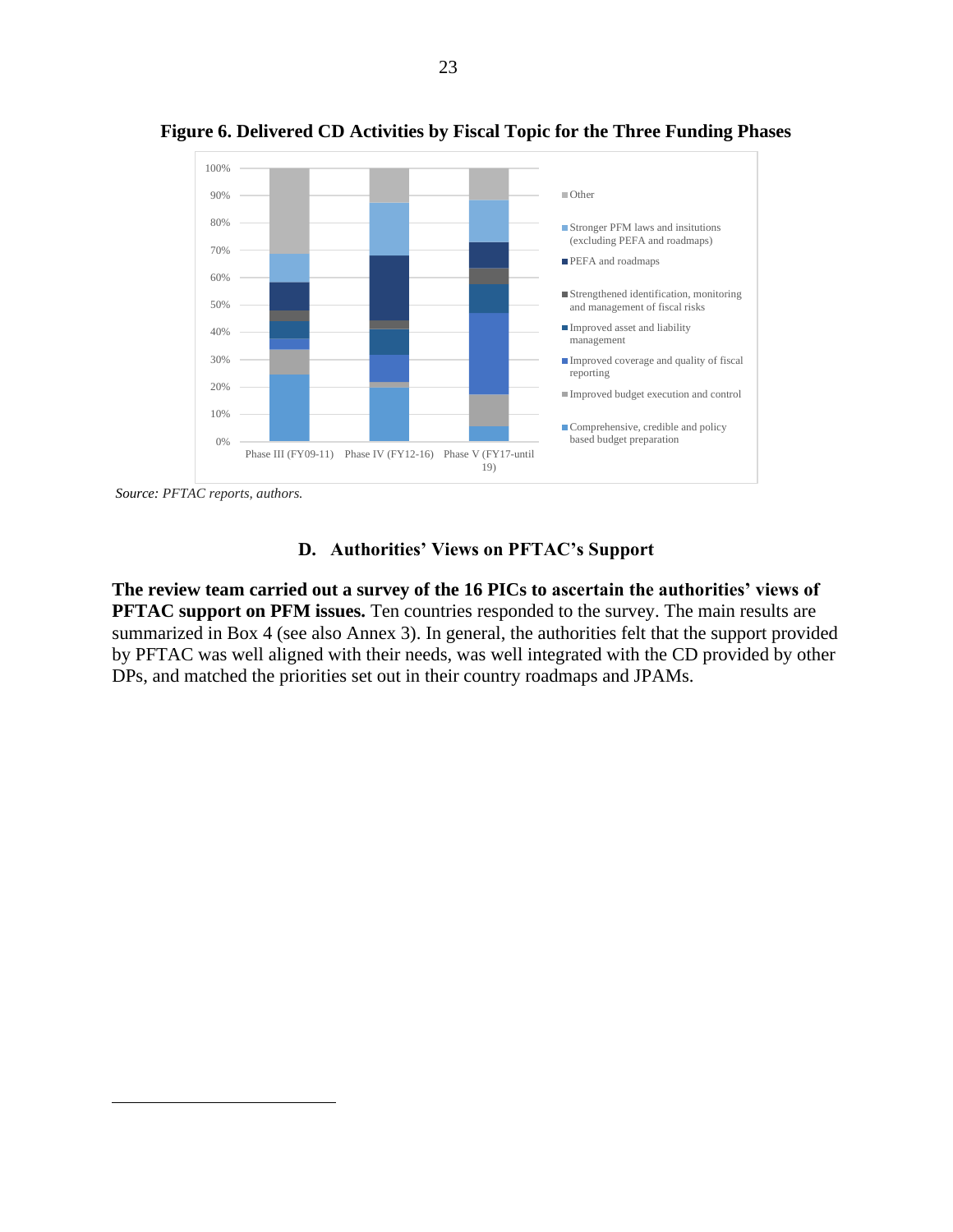**Figure 6. Delivered CD Activities by Fiscal Topic for the Three Funding Phases**

*Source: PFTAC reports, authors.*

### D. Authorities' Views on PFTAC's Support

**The review team carried out a survey of the 16 PICs to ascertain the authorities' views of PFTAC support on PFM issues.** Ten countries responded to the survey. The main results are summarized in Box 4 (see also Annex 3). In general, the authorities felt that the support provided by PFTAC was well aligned with their needs, was well integrated with the CD provided by other DPs, and matched the priorities set out in their country roadmaps and JPAMs.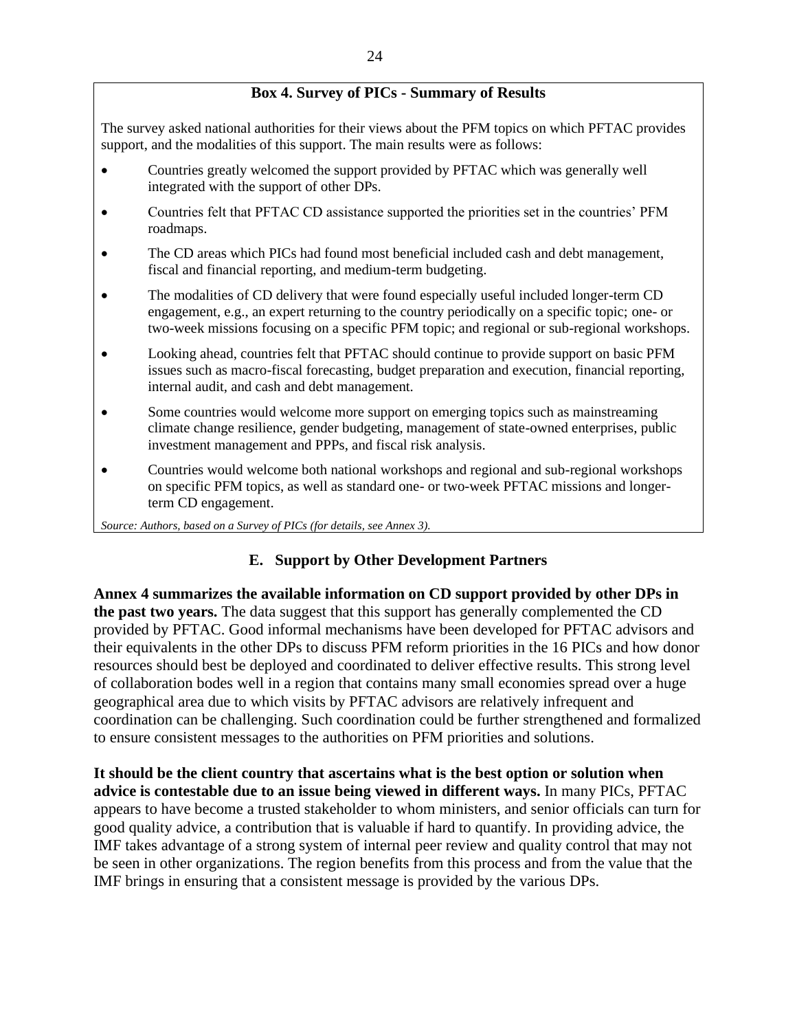**Box 4. Survey of PICs - Summary of Results**

The survey asked national authorities for their views about the PFM topics on which PFTAC provides support, and the modalities of this support. The main results were as follows:

- Countries greatly welcomed the support provided by PFTAC which was generally well integrated with the support of other DPs.
- Countries felt that PFTAC CD assistance supported the priorities set in the countries' PFM roadmaps.
- The CD areas which PICs had found most beneficial included cash and debt management, fiscal and financial reporting, and medium-term budgeting.
- The modalities of CD delivery that were found especially useful included longer-term CD engagement, e.g., an expert returning to the country periodically on a specific topic; one- or two-week missions focusing on a specific PFM topic; and regional or sub-regional workshops.
- Looking ahead, countries felt that PFTAC should continue to provide support on basic PFM issues such as macro-fiscal forecasting, budget preparation and execution, financial reporting, internal audit, and cash and debt management.
- Some countries would welcome more support on emerging topics such as mainstreaming climate change resilience, gender budgeting, management of state-owned enterprises, public investment management and PPPs, and fiscal risk analysis.
- Countries would welcome both national workshops and regional and sub-regional workshops on specific PFM topics, as well as standard one- or two-week PFTAC missions and longer-term CD engagement.

*Source: Authors, based on a Survey of PICs (for details, see Annex 3).*

## E. Support by Other Development Partners

**Annex 4 summarizes the available information on CD support provided by other DPs in the past two years.** The data suggest that this support has generally complemented the CD provided by PFTAC. Good informal mechanisms have been developed for PFTAC advisors and their equivalents in the other DPs to discuss PFM reform priorities in the 16 PICs and how donor resources should best be deployed and coordinated to deliver effective results. This strong level of collaboration bodes well in a region that contains many small economies spread over a huge geographical area due to which visits by PFTAC advisors are relatively infrequent and coordination can be challenging. Such coordination could be further strengthened and formalized to ensure consistent messages to the authorities on PFM priorities and solutions.

**It should be the client country that ascertains what is the best option or solution when advice is contestable due to an issue being viewed in different ways.** In many PICs, PFTAC appears to have become a trusted stakeholder to whom ministers, and senior officials can turn for good quality advice, a contribution that is valuable if hard to quantify. In providing advice, the IMF takes advantage of a strong system of internal peer review and quality control that may not be seen in other organizations. The region benefits from this process and from the value that the IMF brings in ensuring that a consistent message is provided by the various DPs.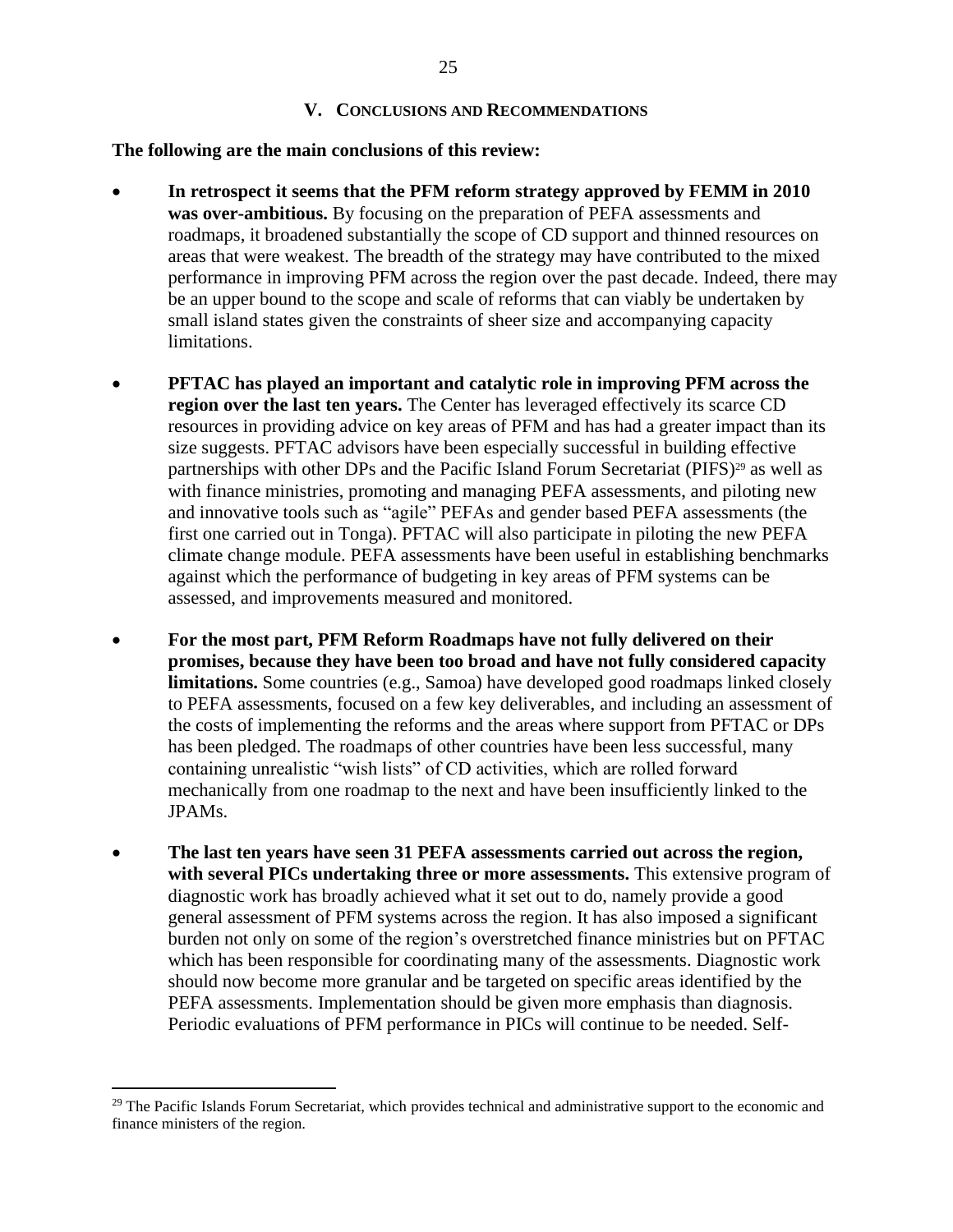## V. Conclusions and Recommendations

**The following are the main conclusions of this review:**

- **In retrospect it seems that the PFM reform strategy approved by FEMM in 2010 was over-ambitious.** By focusing on the preparation of PEFA assessments and roadmaps, it broadened substantially the scope of CD support and thinned resources on areas that were weakest. The breadth of the strategy may have contributed to the mixed performance in improving PFM across the region over the past decade. Indeed, there may be an upper bound to the scope and scale of reforms that can viably be undertaken by small island states given the constraints of sheer size and accompanying capacity limitations.

- **PFTAC has played an important and catalytic role in improving PFM across the region over the last ten years.** The Center has leveraged effectively its scarce CD resources in providing advice on key areas of PFM and has had a greater impact than its size suggests. PFTAC advisors have been especially successful in building effective partnerships with other DPs and the Pacific Island Forum Secretariat (PIFS)[29] as well as with finance ministries, promoting and managing PEFA assessments, and piloting new and innovative tools such as "agile" PEFAs and gender based PEFA assessments (the first one carried out in Tonga). PFTAC will also participate in piloting the new PEFA climate change module. PEFA assessments have been useful in establishing benchmarks against which the performance of budgeting in key areas of PFM systems can be assessed, and improvements measured and monitored.

- **For the most part, PFM Reform Roadmaps have not fully delivered on their promises, because they have been too broad and have not fully considered capacity limitations.** Some countries (e.g., Samoa) have developed good roadmaps linked closely to PEFA assessments, focused on a few key deliverables, and including an assessment of the costs of implementing the reforms and the areas where support from PFTAC or DPs has been pledged. The roadmaps of other countries have been less successful, many containing unrealistic "wish lists" of CD activities, which are rolled forward mechanically from one roadmap to the next and have been insufficiently linked to the JPAMs.

- **The last ten years have seen 31 PEFA assessments carried out across the region, with several PICs undertaking three or more assessments.** This extensive program of diagnostic work has broadly achieved what it set out to do, namely provide a good general assessment of PFM systems across the region. It has also imposed a significant burden not only on some of the region's overstretched finance ministries but on PFTAC which has been responsible for coordinating many of the assessments. Diagnostic work should now become more granular and be targeted on specific areas identified by the PEFA assessments. Implementation should be given more emphasis than diagnosis. Periodic evaluations of PFM performance in PICs will continue to be needed. Self-

---

[29] The Pacific Islands Forum Secretariat, which provides technical and administrative support to the economic and finance ministers of the region.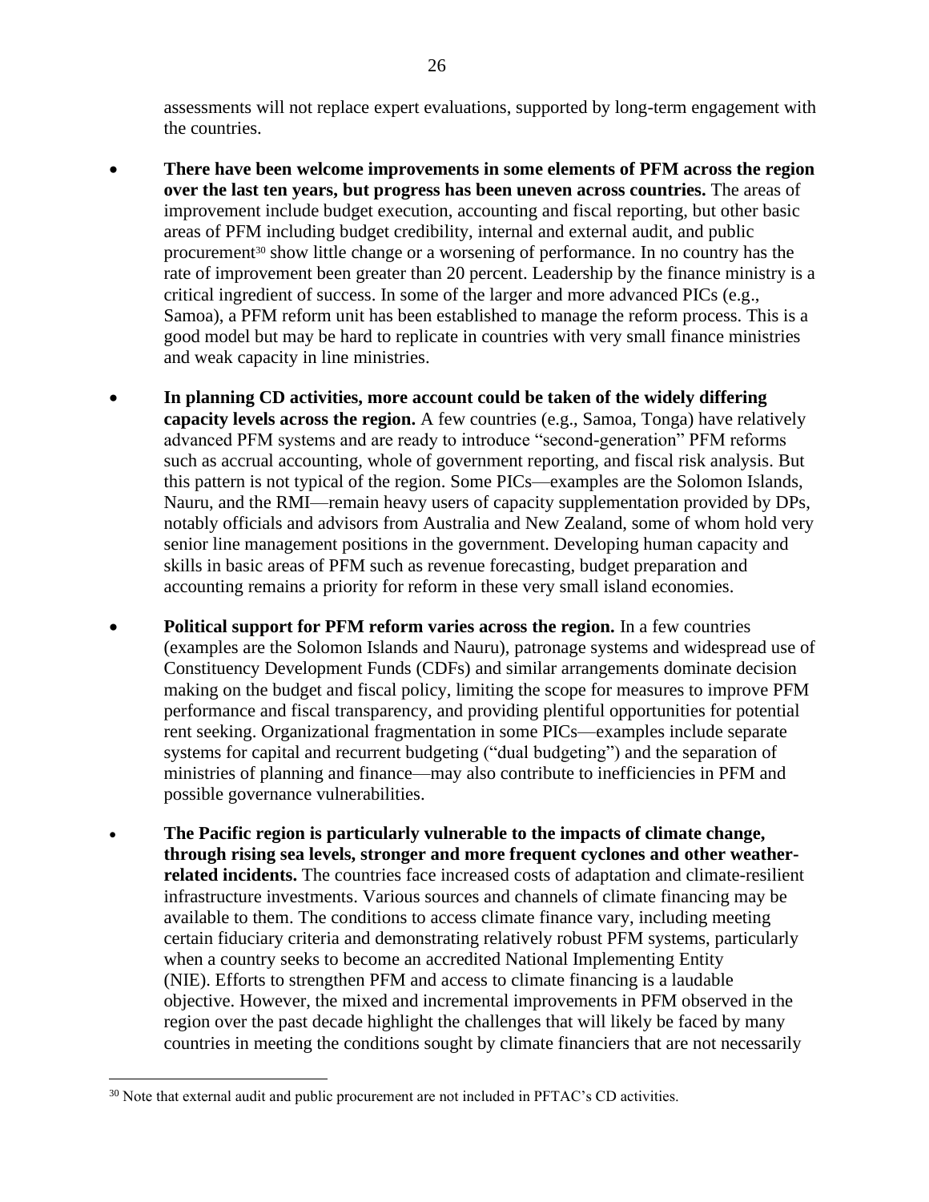assessments will not replace expert evaluations, supported by long-term engagement with the countries.

- **There have been welcome improvements in some elements of PFM across the region over the last ten years, but progress has been uneven across countries.** The areas of improvement include budget execution, accounting and fiscal reporting, but other basic areas of PFM including budget credibility, internal and external audit, and public procurement[30] show little change or a worsening of performance. In no country has the rate of improvement been greater than 20 percent. Leadership by the finance ministry is a critical ingredient of success. In some of the larger and more advanced PICs (e.g., Samoa), a PFM reform unit has been established to manage the reform process. This is a good model but may be hard to replicate in countries with very small finance ministries and weak capacity in line ministries.

- **In planning CD activities, more account could be taken of the widely differing capacity levels across the region.** A few countries (e.g., Samoa, Tonga) have relatively advanced PFM systems and are ready to introduce "second-generation" PFM reforms such as accrual accounting, whole of government reporting, and fiscal risk analysis. But this pattern is not typical of the region. Some PICs—examples are the Solomon Islands, Nauru, and the RMI—remain heavy users of capacity supplementation provided by DPs, notably officials and advisors from Australia and New Zealand, some of whom hold very senior line management positions in the government. Developing human capacity and skills in basic areas of PFM such as revenue forecasting, budget preparation and accounting remains a priority for reform in these very small island economies.

- **Political support for PFM reform varies across the region.** In a few countries (examples are the Solomon Islands and Nauru), patronage systems and widespread use of Constituency Development Funds (CDFs) and similar arrangements dominate decision making on the budget and fiscal policy, limiting the scope for measures to improve PFM performance and fiscal transparency, and providing plentiful opportunities for potential rent seeking. Organizational fragmentation in some PICs—examples include separate systems for capital and recurrent budgeting ("dual budgeting") and the separation of ministries of planning and finance—may also contribute to inefficiencies in PFM and possible governance vulnerabilities.

- **The Pacific region is particularly vulnerable to the impacts of climate change, through rising sea levels, stronger and more frequent cyclones and other weather-related incidents.** The countries face increased costs of adaptation and climate-resilient infrastructure investments. Various sources and channels of climate financing may be available to them. The conditions to access climate finance vary, including meeting certain fiduciary criteria and demonstrating relatively robust PFM systems, particularly when a country seeks to become an accredited National Implementing Entity (NIE). Efforts to strengthen PFM and access to climate financing is a laudable objective. However, the mixed and incremental improvements in PFM observed in the region over the past decade highlight the challenges that will likely be faced by many countries in meeting the conditions sought by climate financiers that are not necessarily

[30] Note that external audit and public procurement are not included in PFTAC's CD activities.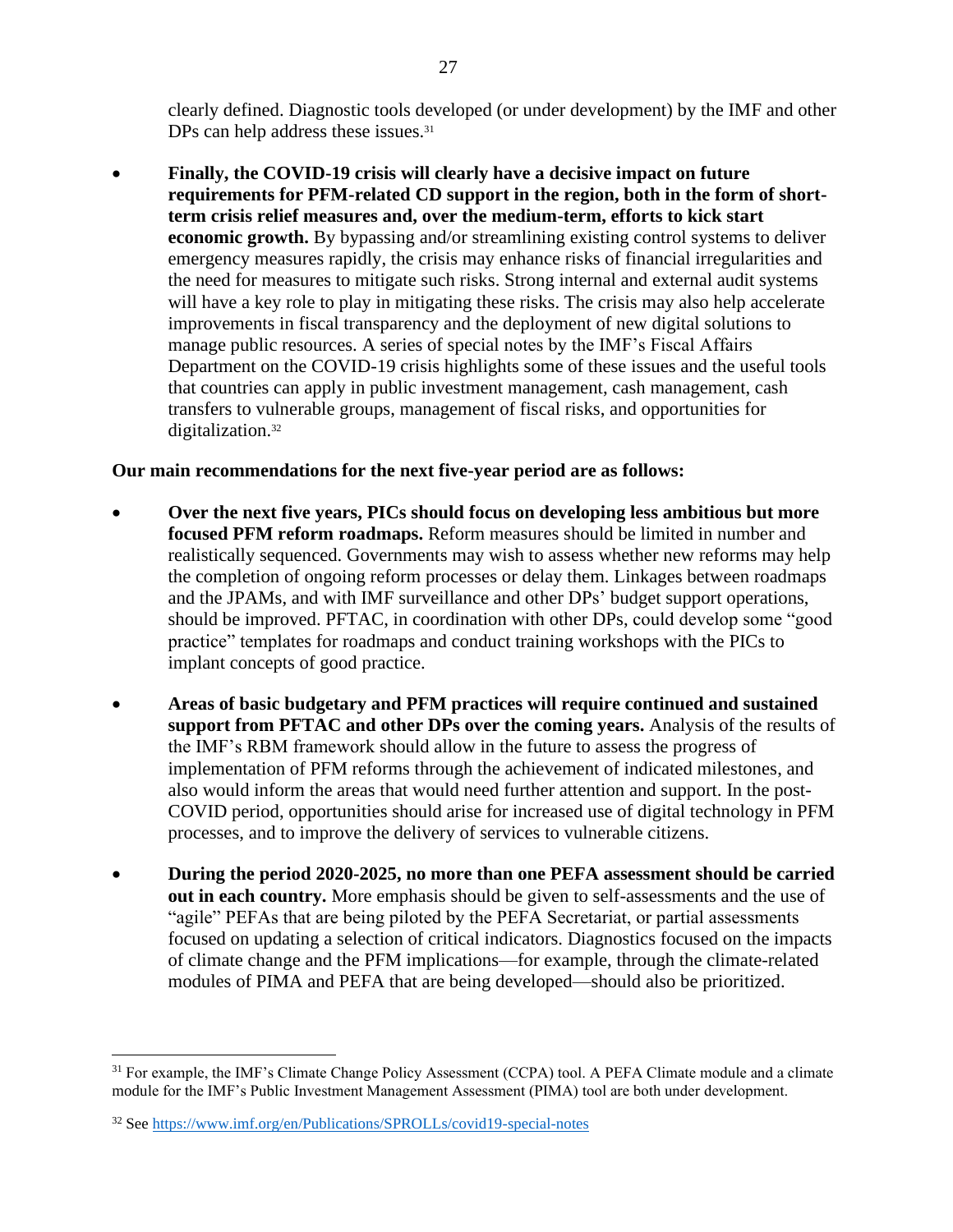clearly defined. Diagnostic tools developed (or under development) by the IMF and other DPs can help address these issues.[31]

- **Finally, the COVID-19 crisis will clearly have a decisive impact on future requirements for PFM-related CD support in the region, both in the form of short-term crisis relief measures and, over the medium-term, efforts to kick start economic growth.** By bypassing and/or streamlining existing control systems to deliver emergency measures rapidly, the crisis may enhance risks of financial irregularities and the need for measures to mitigate such risks. Strong internal and external audit systems will have a key role to play in mitigating these risks. The crisis may also help accelerate improvements in fiscal transparency and the deployment of new digital solutions to manage public resources. A series of special notes by the IMF's Fiscal Affairs Department on the COVID-19 crisis highlights some of these issues and the useful tools that countries can apply in public investment management, cash management, cash transfers to vulnerable groups, management of fiscal risks, and opportunities for digitalization.[32]

**Our main recommendations for the next five-year period are as follows:**

- **Over the next five years, PICs should focus on developing less ambitious but more focused PFM reform roadmaps.** Reform measures should be limited in number and realistically sequenced. Governments may wish to assess whether new reforms may help the completion of ongoing reform processes or delay them. Linkages between roadmaps and the JPAMs, and with IMF surveillance and other DPs' budget support operations, should be improved. PFTAC, in coordination with other DPs, could develop some "good practice" templates for roadmaps and conduct training workshops with the PICs to implant concepts of good practice.

- **Areas of basic budgetary and PFM practices will require continued and sustained support from PFTAC and other DPs over the coming years.** Analysis of the results of the IMF's RBM framework should allow in the future to assess the progress of implementation of PFM reforms through the achievement of indicated milestones, and also would inform the areas that would need further attention and support. In the post-COVID period, opportunities should arise for increased use of digital technology in PFM processes, and to improve the delivery of services to vulnerable citizens.

- **During the period 2020-2025, no more than one PEFA assessment should be carried out in each country.** More emphasis should be given to self-assessments and the use of "agile" PEFAs that are being piloted by the PEFA Secretariat, or partial assessments focused on updating a selection of critical indicators. Diagnostics focused on the impacts of climate change and the PFM implications—for example, through the climate-related modules of PIMA and PEFA that are being developed—should also be prioritized.

---

[31] For example, the IMF's Climate Change Policy Assessment (CCPA) tool. A PEFA Climate module and a climate module for the IMF's Public Investment Management Assessment (PIMA) tool are both under development.

[32] See https://www.imf.org/en/Publications/SPROLLs/covid19-special-notes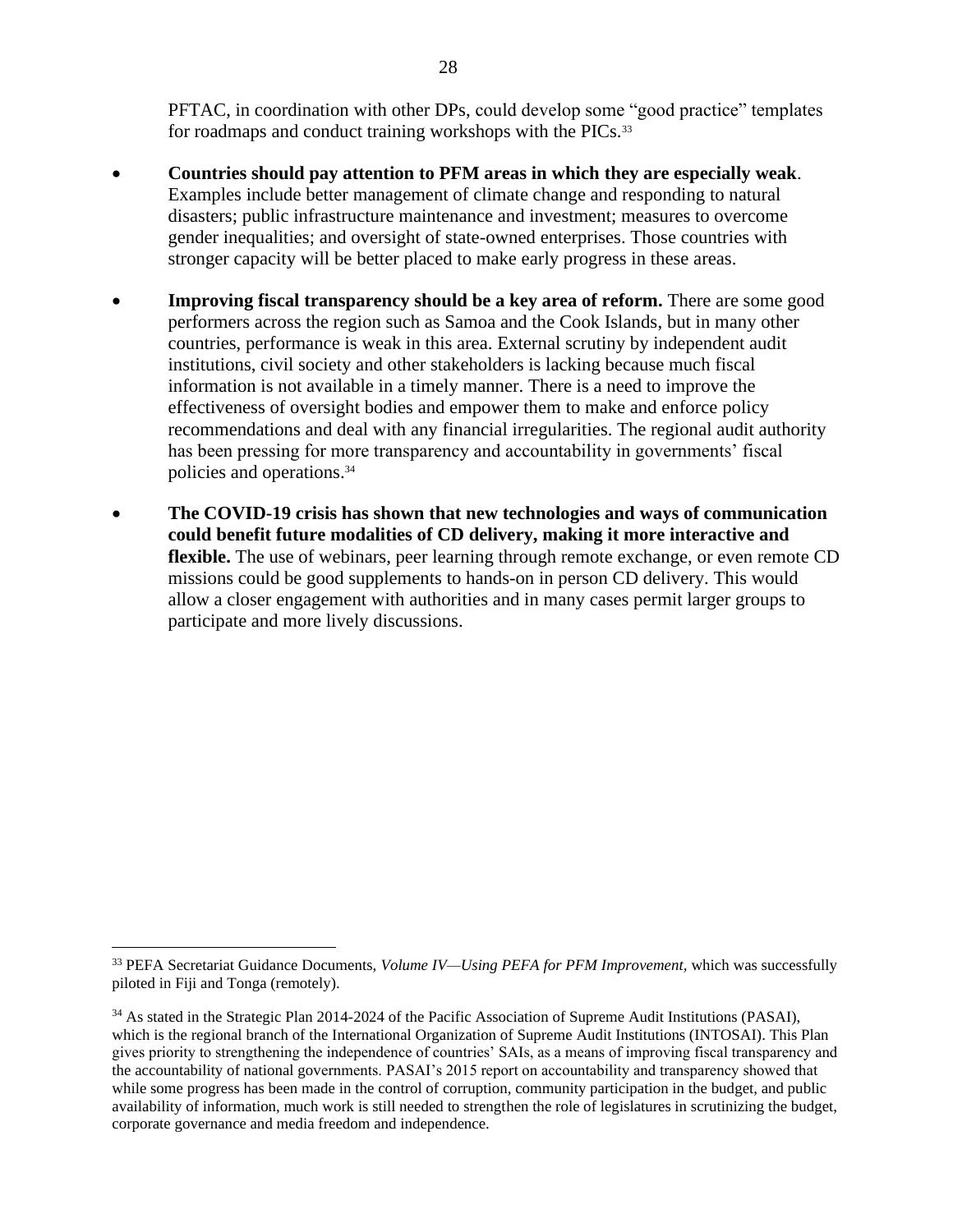PFTAC, in coordination with other DPs, could develop some "good practice" templates for roadmaps and conduct training workshops with the PICs.[33]

- **Countries should pay attention to PFM areas in which they are especially weak**. Examples include better management of climate change and responding to natural disasters; public infrastructure maintenance and investment; measures to overcome gender inequalities; and oversight of state-owned enterprises. Those countries with stronger capacity will be better placed to make early progress in these areas.

- **Improving fiscal transparency should be a key area of reform.** There are some good performers across the region such as Samoa and the Cook Islands, but in many other countries, performance is weak in this area. External scrutiny by independent audit institutions, civil society and other stakeholders is lacking because much fiscal information is not available in a timely manner. There is a need to improve the effectiveness of oversight bodies and empower them to make and enforce policy recommendations and deal with any financial irregularities. The regional audit authority has been pressing for more transparency and accountability in governments' fiscal policies and operations.[34]

- **The COVID-19 crisis has shown that new technologies and ways of communication could benefit future modalities of CD delivery, making it more interactive and flexible.** The use of webinars, peer learning through remote exchange, or even remote CD missions could be good supplements to hands-on in person CD delivery. This would allow a closer engagement with authorities and in many cases permit larger groups to participate and more lively discussions.

---

[33] PEFA Secretariat Guidance Documents, *Volume IV—Using PEFA for PFM Improvement,* which was successfully piloted in Fiji and Tonga (remotely).

[34] As stated in the Strategic Plan 2014-2024 of the Pacific Association of Supreme Audit Institutions (PASAI), which is the regional branch of the International Organization of Supreme Audit Institutions (INTOSAI). This Plan gives priority to strengthening the independence of countries' SAIs, as a means of improving fiscal transparency and the accountability of national governments. PASAI's 2015 report on accountability and transparency showed that while some progress has been made in the control of corruption, community participation in the budget, and public availability of information, much work is still needed to strengthen the role of legislatures in scrutinizing the budget, corporate governance and media freedom and independence.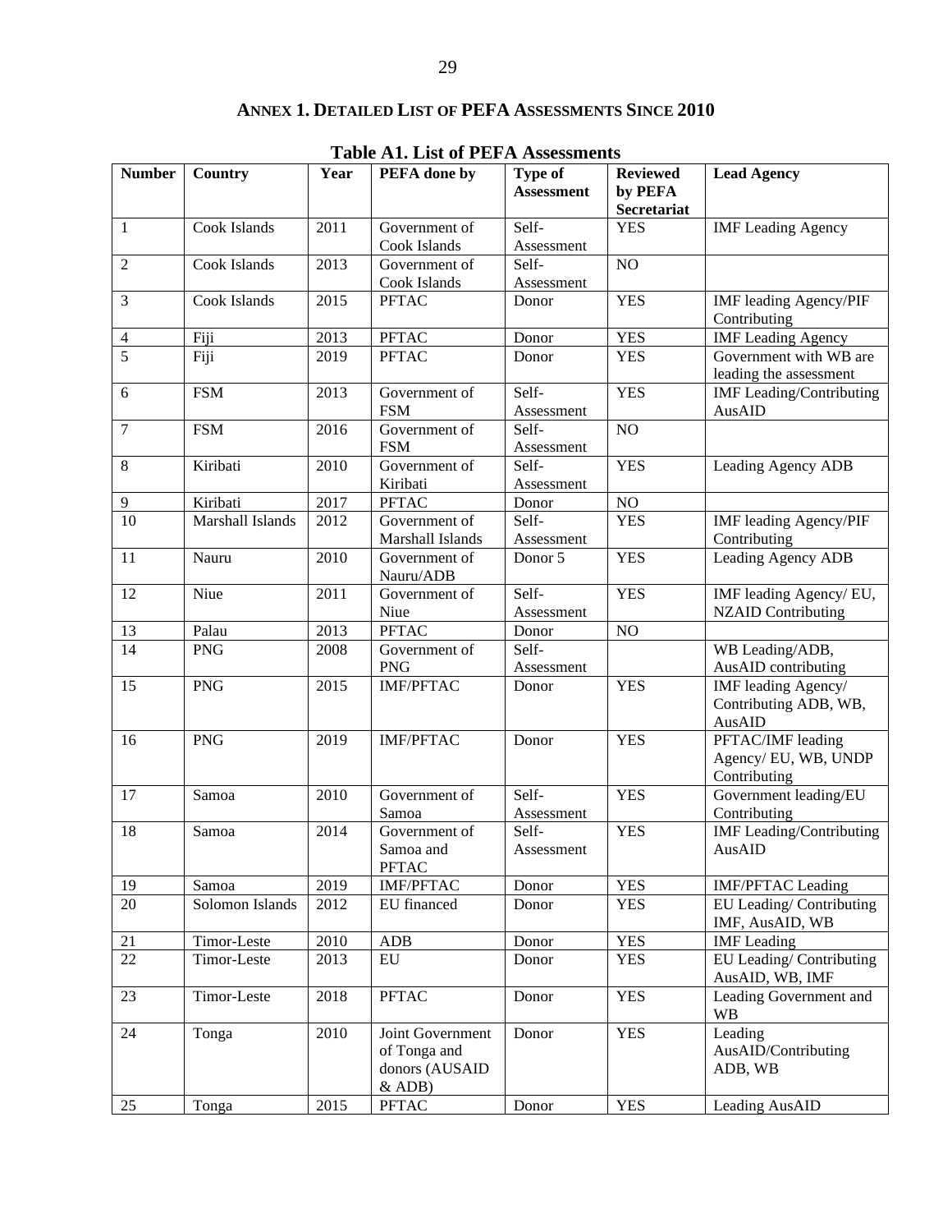## ANNEX 1. DETAILED LIST OF PEFA ASSESSMENTS SINCE 2010

**Table A1. List of PEFA Assessments**

| Number | Country | Year | PEFA done by | Type of Assessment | Reviewed by PEFA Secretariat | Lead Agency |
|---|---|---|---|---|---|---|
| 1 | Cook Islands | 2011 | Government of Cook Islands | Self-Assessment | YES | IMF Leading Agency |
| 2 | Cook Islands | 2013 | Government of Cook Islands | Self-Assessment | NO | |
| 3 | Cook Islands | 2015 | PFTAC | Donor | YES | IMF leading Agency/PIF Contributing |
| 4 | Fiji | 2013 | PFTAC | Donor | YES | IMF Leading Agency |
| 5 | Fiji | 2019 | PFTAC | Donor | YES | Government with WB are leading the assessment |
| 6 | FSM | 2013 | Government of FSM | Self-Assessment | YES | IMF Leading/Contributing AusAID |
| 7 | FSM | 2016 | Government of FSM | Self-Assessment | NO | |
| 8 | Kiribati | 2010 | Government of Kiribati | Self-Assessment | YES | Leading Agency ADB |
| 9 | Kiribati | 2017 | PFTAC | Donor | NO | |
| 10 | Marshall Islands | 2012 | Government of Marshall Islands | Self-Assessment | YES | IMF leading Agency/PIF Contributing |
| 11 | Nauru | 2010 | Government of Nauru/ADB | Donor 5 | YES | Leading Agency ADB |
| 12 | Niue | 2011 | Government of Niue | Self-Assessment | YES | IMF leading Agency/ EU, NZAID Contributing |
| 13 | Palau | 2013 | PFTAC | Donor | NO | |
| 14 | PNG | 2008 | Government of PNG | Self-Assessment | | WB Leading/ADB, AusAID contributing |
| 15 | PNG | 2015 | IMF/PFTAC | Donor | YES | IMF leading Agency/ Contributing ADB, WB, AusAID |
| 16 | PNG | 2019 | IMF/PFTAC | Donor | YES | PFTAC/IMF leading Agency/ EU, WB, UNDP Contributing |
| 17 | Samoa | 2010 | Government of Samoa | Self-Assessment | YES | Government leading/EU Contributing |
| 18 | Samoa | 2014 | Government of Samoa and PFTAC | Self-Assessment | YES | IMF Leading/Contributing AusAID |
| 19 | Samoa | 2019 | IMF/PFTAC | Donor | YES | IMF/PFTAC Leading |
| 20 | Solomon Islands | 2012 | EU financed | Donor | YES | EU Leading/ Contributing IMF, AusAID, WB |
| 21 | Timor-Leste | 2010 | ADB | Donor | YES | IMF Leading |
| 22 | Timor-Leste | 2013 | EU | Donor | YES | EU Leading/ Contributing AusAID, WB, IMF |
| 23 | Timor-Leste | 2018 | PFTAC | Donor | YES | Leading Government and WB |
| 24 | Tonga | 2010 | Joint Government of Tonga and donors (AUSAID & ADB) | Donor | YES | Leading AusAID/Contributing ADB, WB |
| 25 | Tonga | 2015 | PFTAC | Donor | YES | Leading AusAID |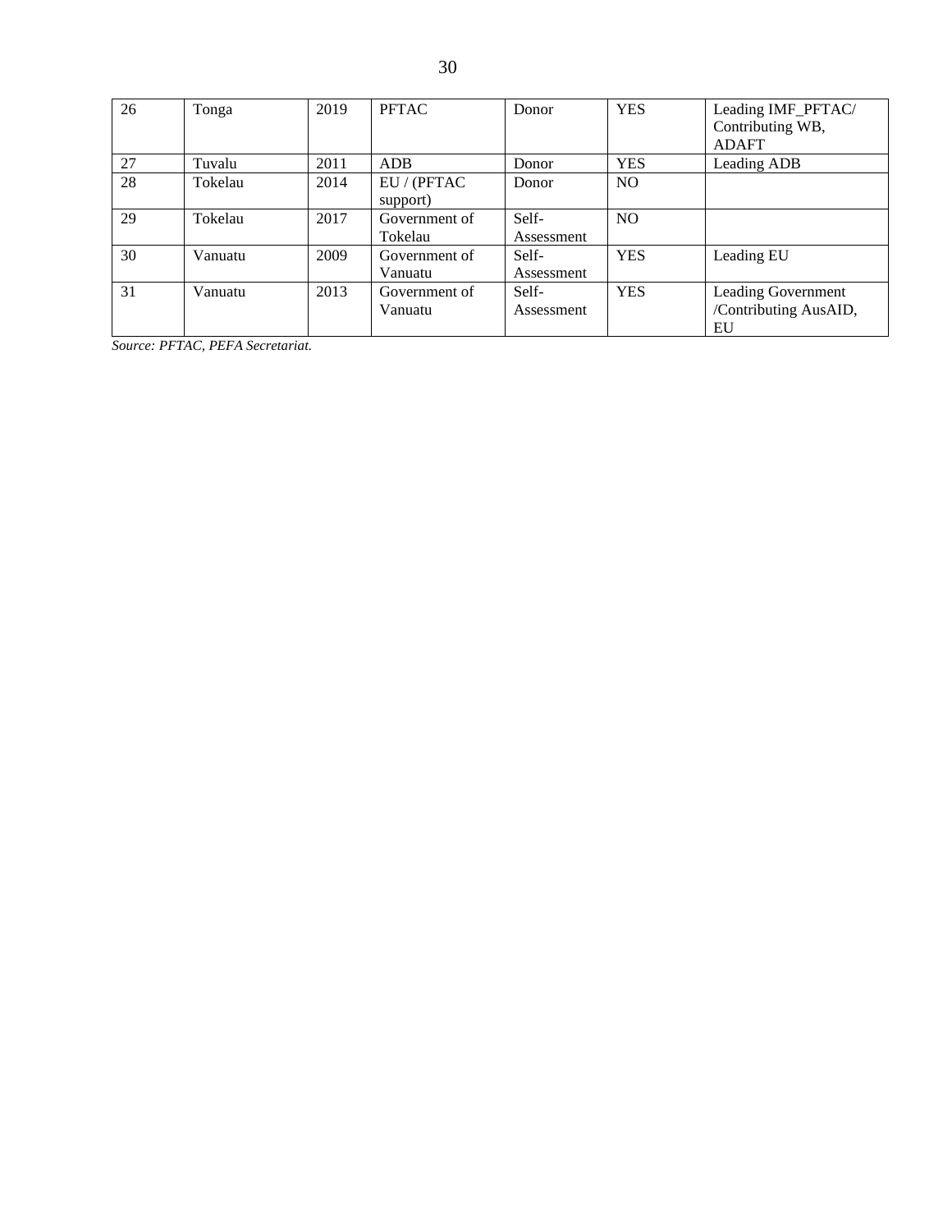| 26 | Tonga | 2019 | PFTAC | Donor | YES | Leading IMF_PFTAC/ Contributing WB, ADAFT |
|---|---|---|---|---|---|---|
| 27 | Tuvalu | 2011 | ADB | Donor | YES | Leading ADB |
| 28 | Tokelau | 2014 | EU / (PFTAC support) | Donor | NO | |
| 29 | Tokelau | 2017 | Government of Tokelau | Self-Assessment | NO | |
| 30 | Vanuatu | 2009 | Government of Vanuatu | Self-Assessment | YES | Leading EU |
| 31 | Vanuatu | 2013 | Government of Vanuatu | Self-Assessment | YES | Leading Government /Contributing AusAID, EU |

*Source: PFTAC, PEFA Secretariat.*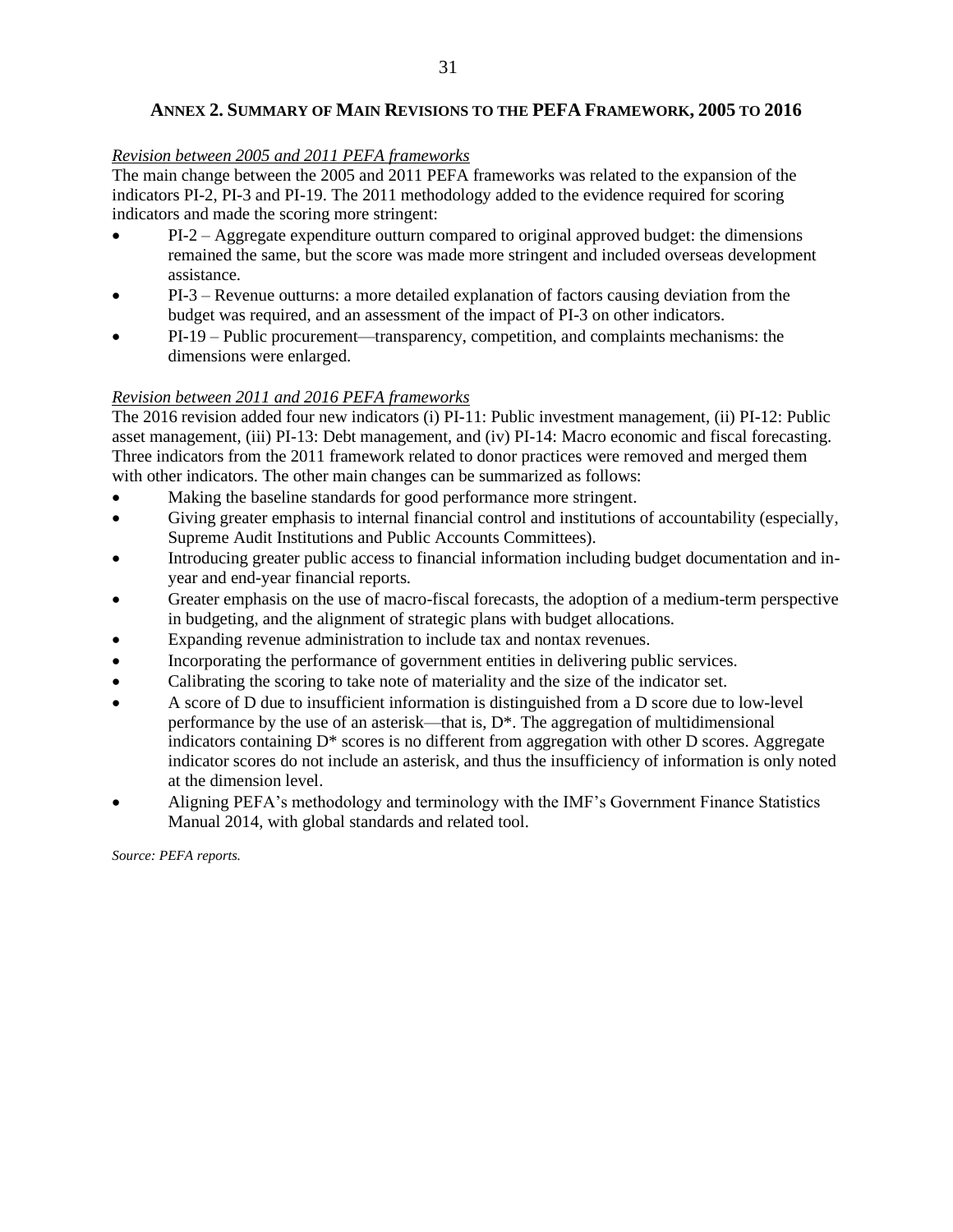## ANNEX 2. SUMMARY OF MAIN REVISIONS TO THE PEFA FRAMEWORK, 2005 TO 2016

*Revision between 2005 and 2011 PEFA frameworks*

The main change between the 2005 and 2011 PEFA frameworks was related to the expansion of the indicators PI-2, PI-3 and PI-19. The 2011 methodology added to the evidence required for scoring indicators and made the scoring more stringent:

- PI-2 – Aggregate expenditure outturn compared to original approved budget: the dimensions remained the same, but the score was made more stringent and included overseas development assistance.
- PI-3 – Revenue outturns: a more detailed explanation of factors causing deviation from the budget was required, and an assessment of the impact of PI-3 on other indicators.
- PI-19 – Public procurement—transparency, competition, and complaints mechanisms: the dimensions were enlarged.

*Revision between 2011 and 2016 PEFA frameworks*

The 2016 revision added four new indicators (i) PI-11: Public investment management, (ii) PI-12: Public asset management, (iii) PI-13: Debt management, and (iv) PI-14: Macro economic and fiscal forecasting. Three indicators from the 2011 framework related to donor practices were removed and merged them with other indicators. The other main changes can be summarized as follows:

- Making the baseline standards for good performance more stringent.
- Giving greater emphasis to internal financial control and institutions of accountability (especially, Supreme Audit Institutions and Public Accounts Committees).
- Introducing greater public access to financial information including budget documentation and in-year and end-year financial reports.
- Greater emphasis on the use of macro-fiscal forecasts, the adoption of a medium-term perspective in budgeting, and the alignment of strategic plans with budget allocations.
- Expanding revenue administration to include tax and nontax revenues.
- Incorporating the performance of government entities in delivering public services.
- Calibrating the scoring to take note of materiality and the size of the indicator set.
- A score of D due to insufficient information is distinguished from a D score due to low-level performance by the use of an asterisk—that is, D*. The aggregation of multidimensional indicators containing D* scores is no different from aggregation with other D scores. Aggregate indicator scores do not include an asterisk, and thus the insufficiency of information is only noted at the dimension level.
- Aligning PEFA's methodology and terminology with the IMF's Government Finance Statistics Manual 2014, with global standards and related tool.

*Source: PEFA reports.*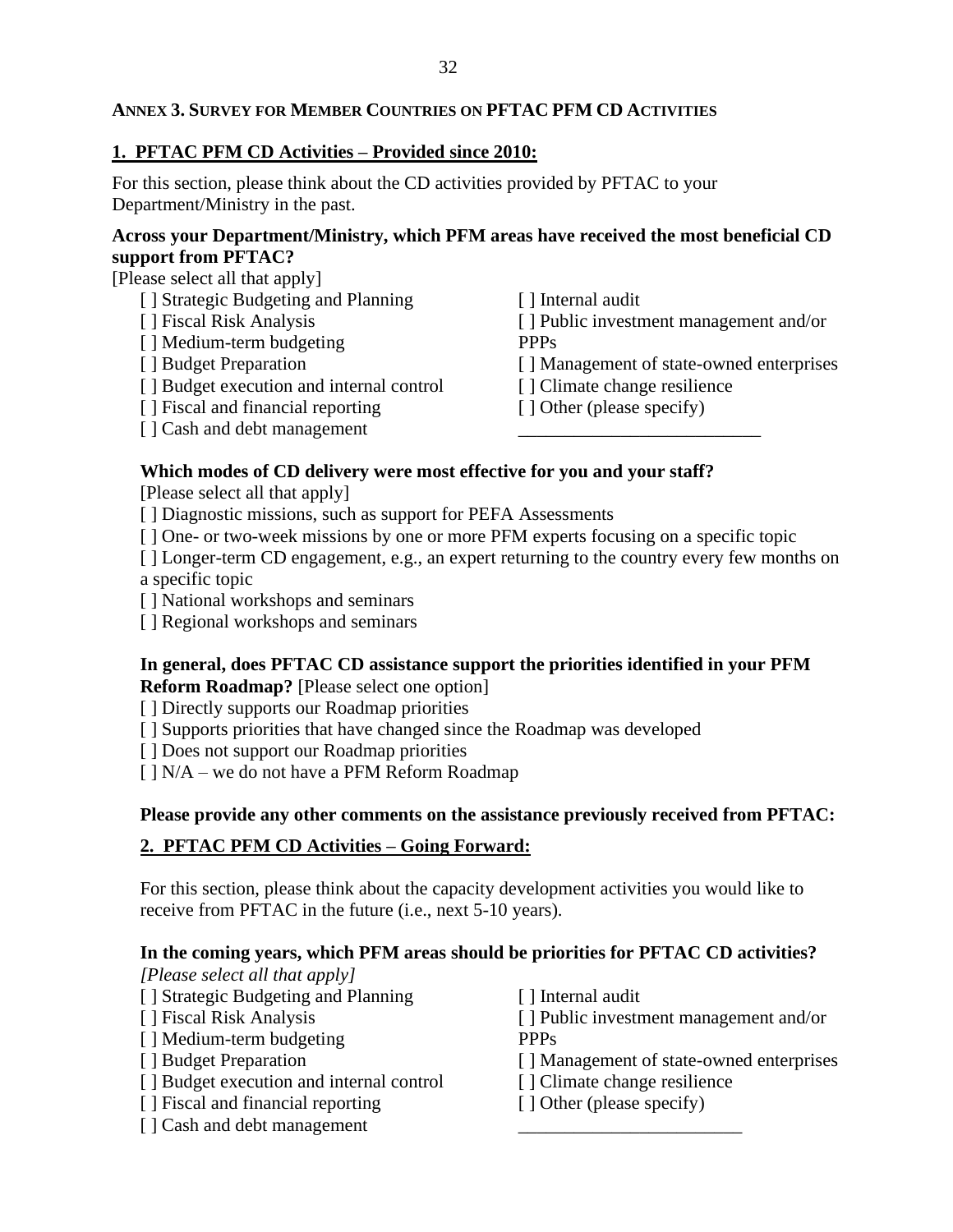**ANNEX 3. SURVEY FOR MEMBER COUNTRIES ON PFTAC PFM CD ACTIVITIES**

**1. PFTAC PFM CD Activities – Provided since 2010:**

For this section, please think about the CD activities provided by PFTAC to your Department/Ministry in the past.

**Across your Department/Ministry, which PFM areas have received the most beneficial CD support from PFTAC?**

[Please select all that apply]

[ ] Strategic Budgeting and Planning
[ ] Fiscal Risk Analysis
[ ] Medium-term budgeting
[ ] Budget Preparation
[ ] Budget execution and internal control
[ ] Fiscal and financial reporting
[ ] Cash and debt management
[ ] Internal audit
[ ] Public investment management and/or PPPs
[ ] Management of state-owned enterprises
[ ] Climate change resilience
[ ] Other (please specify) ___________________________

**Which modes of CD delivery were most effective for you and your staff?**

[Please select all that apply]

[ ] Diagnostic missions, such as support for PEFA Assessments
[ ] One- or two-week missions by one or more PFM experts focusing on a specific topic
[ ] Longer-term CD engagement, e.g., an expert returning to the country every few months on a specific topic
[ ] National workshops and seminars
[ ] Regional workshops and seminars

**In general, does PFTAC CD assistance support the priorities identified in your PFM Reform Roadmap?** [Please select one option]

[ ] Directly supports our Roadmap priorities
[ ] Supports priorities that have changed since the Roadmap was developed
[ ] Does not support our Roadmap priorities
[ ] N/A – we do not have a PFM Reform Roadmap

**Please provide any other comments on the assistance previously received from PFTAC:**

**2. PFTAC PFM CD Activities – Going Forward:**

For this section, please think about the capacity development activities you would like to receive from PFTAC in the future (i.e., next 5-10 years).

**In the coming years, which PFM areas should be priorities for PFTAC CD activities?**

*[Please select all that apply]*

[ ] Strategic Budgeting and Planning
[ ] Fiscal Risk Analysis
[ ] Medium-term budgeting
[ ] Budget Preparation
[ ] Budget execution and internal control
[ ] Fiscal and financial reporting
[ ] Cash and debt management
[ ] Internal audit
[ ] Public investment management and/or PPPs
[ ] Management of state-owned enterprises
[ ] Climate change resilience
[ ] Other (please specify) ________________________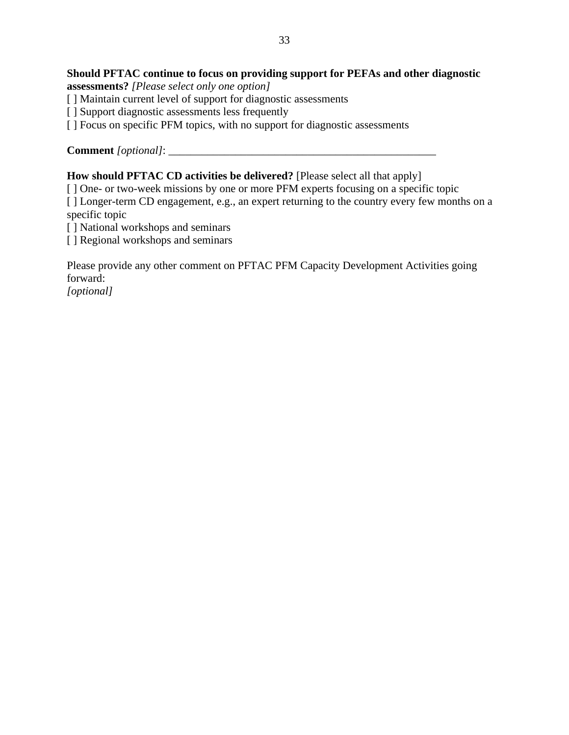**Should PFTAC continue to focus on providing support for PEFAs and other diagnostic assessments?** *[Please select only one option]*

[ ] Maintain current level of support for diagnostic assessments

[ ] Support diagnostic assessments less frequently

[ ] Focus on specific PFM topics, with no support for diagnostic assessments

**Comment** *[optional]*: ___________________________________________________

**How should PFTAC CD activities be delivered?** [Please select all that apply]

[ ] One- or two-week missions by one or more PFM experts focusing on a specific topic

[ ] Longer-term CD engagement, e.g., an expert returning to the country every few months on a specific topic

[ ] National workshops and seminars

[ ] Regional workshops and seminars

Please provide any other comment on PFTAC PFM Capacity Development Activities going forward:

*[optional]*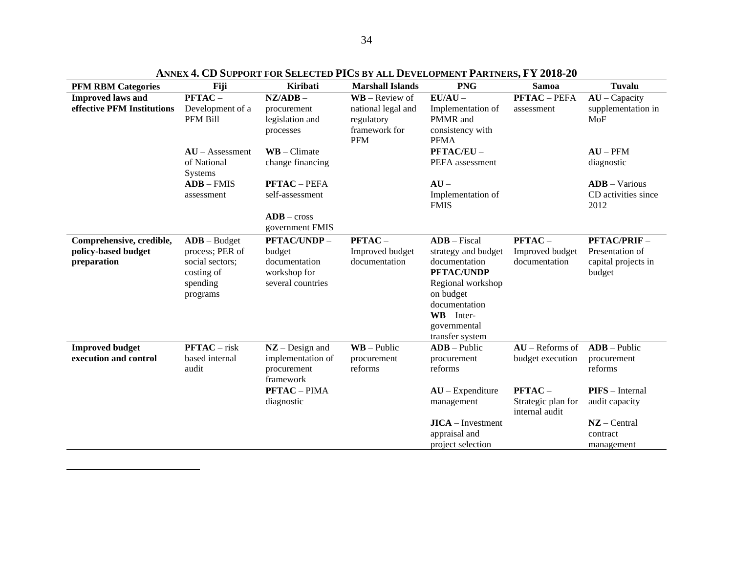## ANNEX 4. CD SUPPORT FOR SELECTED PICS BY ALL DEVELOPMENT PARTNERS, FY 2018-20

| PFM RBM Categories | Fiji | Kiribati | Marshall Islands | PNG | Samoa | Tuvalu |
|---|---|---|---|---|---|---|
| **Improved laws and effective PFM Institutions** | **PFTAC** – Development of a PFM Bill | **NZ/ADB** – procurement legislation and processes | **WB** – Review of national legal and regulatory framework for PFM | **EU/AU** – Implementation of PMMR and consistency with PFMA | **PFTAC** – PEFA assessment | **AU** – Capacity supplementation in MoF |
| | **AU** – Assessment of National Systems | **WB** – Climate change financing | | **PFTAC/EU** – PEFA assessment | | **AU** – PFM diagnostic |
| | **ADB** – FMIS assessment | **PFTAC** – PEFA self-assessment | | **AU** – Implementation of FMIS | | **ADB** – Various CD activities since 2012 |
| | | **ADB** – cross government FMIS | | | | |
| **Comprehensive, credible, policy-based budget preparation** | **ADB** – Budget process; PER of social sectors; costing of spending programs | **PFTAC/UNDP** – budget documentation workshop for several countries | **PFTAC** – Improved budget documentation | **ADB** – Fiscal strategy and budget documentation **PFTAC/UNDP** – Regional workshop on budget documentation **WB** – Inter-governmental transfer system | **PFTAC** – Improved budget documentation | **PFTAC/PRIF** – Presentation of capital projects in budget |
| **Improved budget execution and control** | **PFTAC** – risk based internal audit | **NZ** – Design and implementation of procurement framework | **WB** – Public procurement reforms | **ADB** – Public procurement reforms | **AU** – Reforms of budget execution | **ADB** – Public procurement reforms |
| | | **PFTAC** – PIMA diagnostic | | **AU** – Expenditure management | **PFTAC** – Strategic plan for internal audit | **PIFS** – Internal audit capacity |
| | | | | **JICA** – Investment appraisal and project selection | | **NZ** – Central contract management |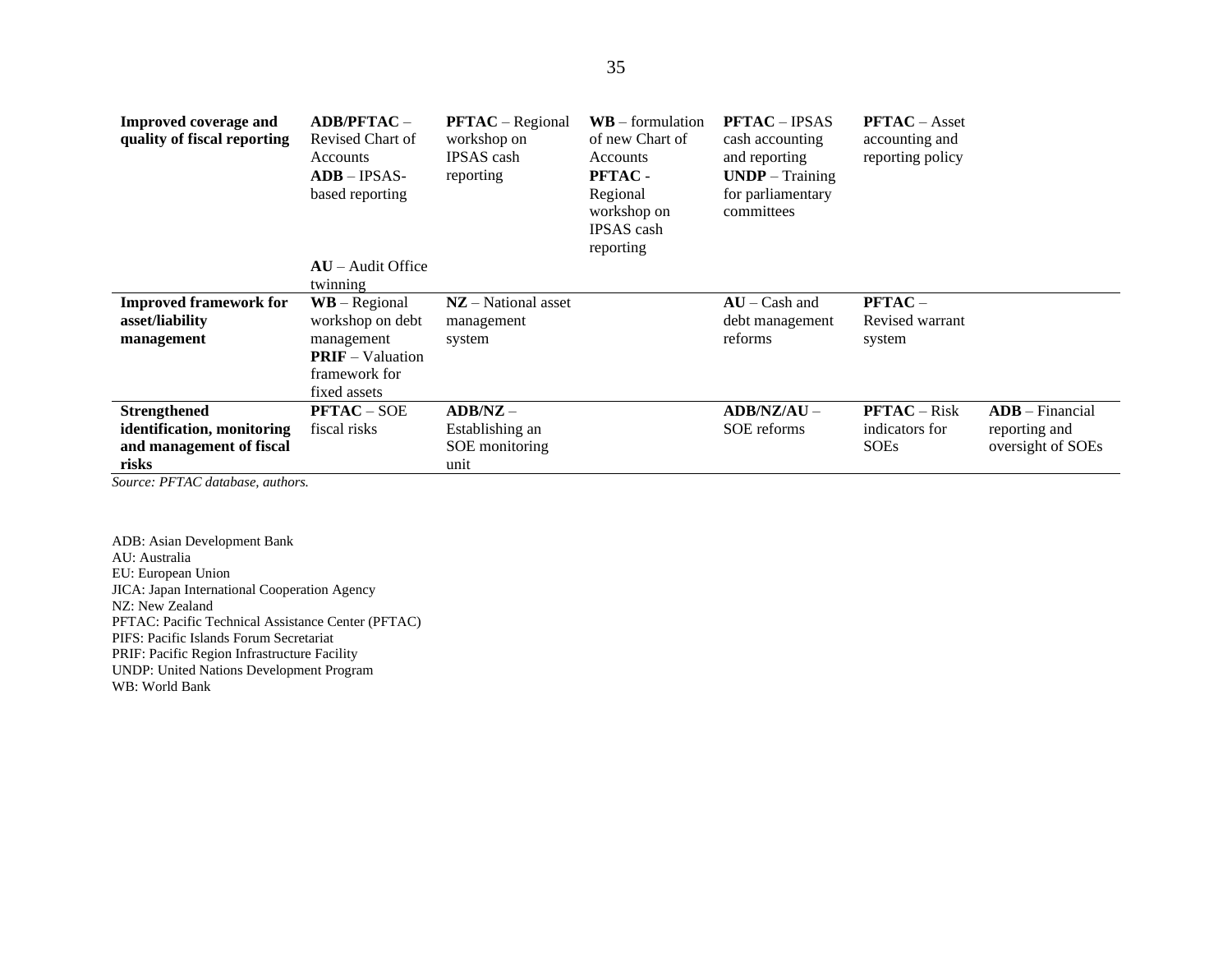| | | | | | | |
|---|---|---|---|---|---|---|
| **Improved coverage and quality of fiscal reporting** | **ADB/PFTAC** – Revised Chart of Accounts **ADB** – IPSAS-based reporting **AU** – Audit Office twinning | **PFTAC** – Regional workshop on IPSAS cash reporting | **WB** – formulation of new Chart of Accounts **PFTAC** - Regional workshop on IPSAS cash reporting | **PFTAC** – IPSAS cash accounting and reporting **UNDP** – Training for parliamentary committees | **PFTAC** – Asset accounting and reporting policy | |
| **Improved framework for asset/liability management** | **WB** – Regional workshop on debt management **PRIF** – Valuation framework for fixed assets | **NZ** – National asset management system | | **AU** – Cash and debt management reforms | **PFTAC** – Revised warrant system | |
| **Strengthened identification, monitoring and management of fiscal risks** | **PFTAC** – SOE fiscal risks | **ADB/NZ** – Establishing an SOE monitoring unit | | **ADB/NZ/AU** – SOE reforms | **PFTAC** – Risk indicators for SOEs | **ADB** – Financial reporting and oversight of SOEs |

*Source: PFTAC database, authors.*

ADB: Asian Development Bank
AU: Australia
EU: European Union
JICA: Japan International Cooperation Agency
NZ: New Zealand
PFTAC: Pacific Technical Assistance Center (PFTAC)
PIFS: Pacific Islands Forum Secretariat
PRIF: Pacific Region Infrastructure Facility
UNDP: United Nations Development Program
WB: World Bank